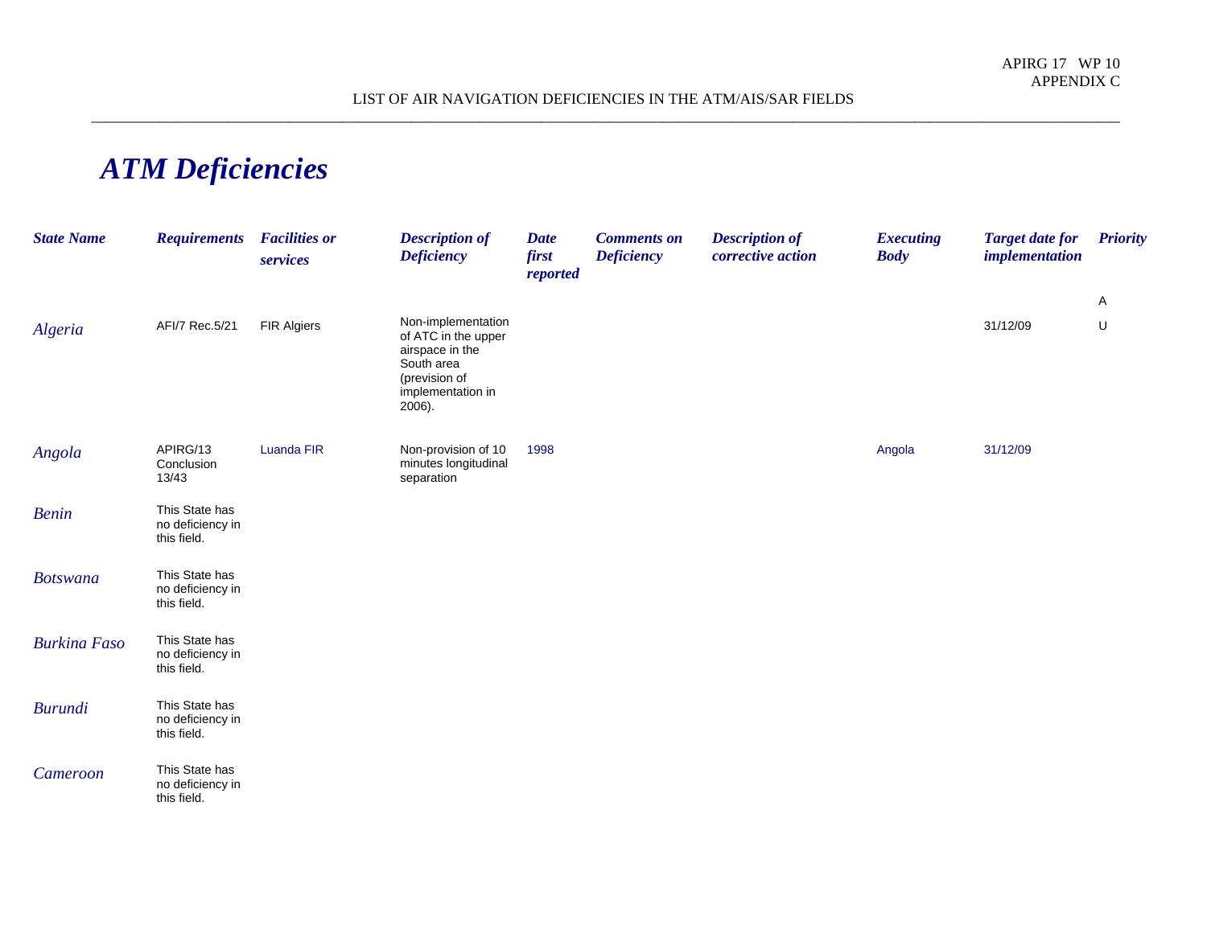LIST OF AIR NAVIGATION DEFICIENCIES IN THE ATM/AIS/SAR FIELDS

# ATM Deficiencies

| State Name | Requirements | Facilities or services | Description of Deficiency | Date first reported | Comments on Deficiency | Description of corrective action | Executing Body | Target date for implementation | Priority |
|---|---|---|---|---|---|---|---|---|---|
| | | | | | | | | | A |
| Algeria | AFI/7 Rec.5/21 | FIR Algiers | Non-implementation of ATC in the upper airspace in the South area (prevision of implementation in 2006). | | | | | 31/12/09 | U |
| Angola | APIRG/13 Conclusion 13/43 | Luanda FIR | Non-provision of 10 minutes longitudinal separation | 1998 | | | Angola | 31/12/09 | |
| Benin | This State has no deficiency in this field. | | | | | | | | |
| Botswana | This State has no deficiency in this field. | | | | | | | | |
| Burkina Faso | This State has no deficiency in this field. | | | | | | | | |
| Burundi | This State has no deficiency in this field. | | | | | | | | |
| Cameroon | This State has no deficiency in this field. | | | | | | | | |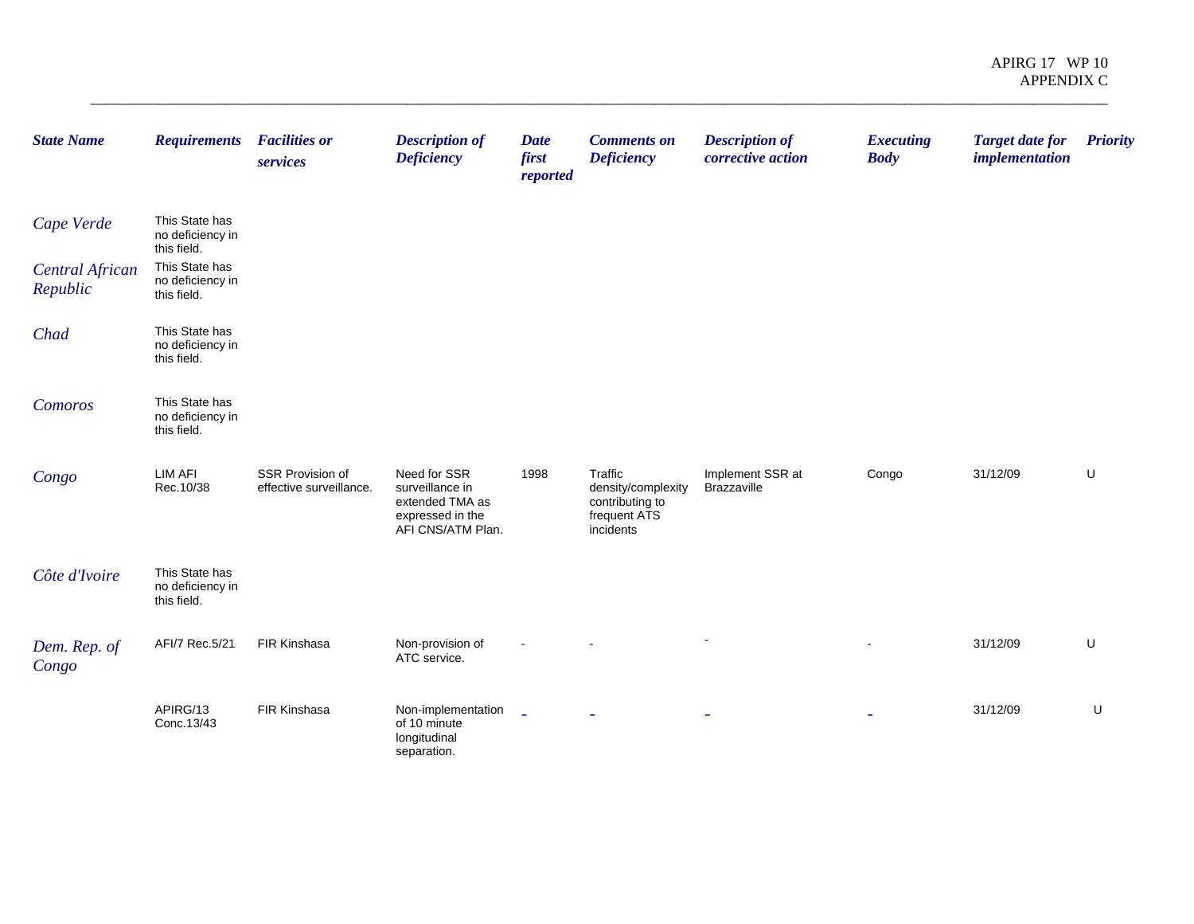| *State Name* | *Requirements* | *Facilities or services* | *Description of Deficiency* | *Date first reported* | *Comments on Deficiency* | *Description of corrective action* | *Executing Body* | *Target date for implementation* | *Priority* |
|---|---|---|---|---|---|---|---|---|---|
| *Cape Verde* | This State has no deficiency in this field. | | | | | | | | |
| *Central African Republic* | This State has no deficiency in this field. | | | | | | | | |
| *Chad* | This State has no deficiency in this field. | | | | | | | | |
| *Comoros* | This State has no deficiency in this field. | | | | | | | | |
| *Congo* | LIM AFI Rec.10/38 | SSR Provision of effective surveillance. | Need for SSR surveillance in extended TMA as expressed in the AFI CNS/ATM Plan. | 1998 | Traffic density/complexity contributing to frequent ATS incidents | Implement SSR at Brazzaville | Congo | 31/12/09 | U |
| *Côte d'Ivoire* | This State has no deficiency in this field. | | | | | | | | |
| *Dem. Rep. of Congo* | AFI/7 Rec.5/21 | FIR Kinshasa | Non-provision of ATC service. | - | - | - | - | 31/12/09 | U |
| | APIRG/13 Conc.13/43 | FIR Kinshasa | Non-implementation of 10 minute longitudinal separation. | - | - | - | - | 31/12/09 | U |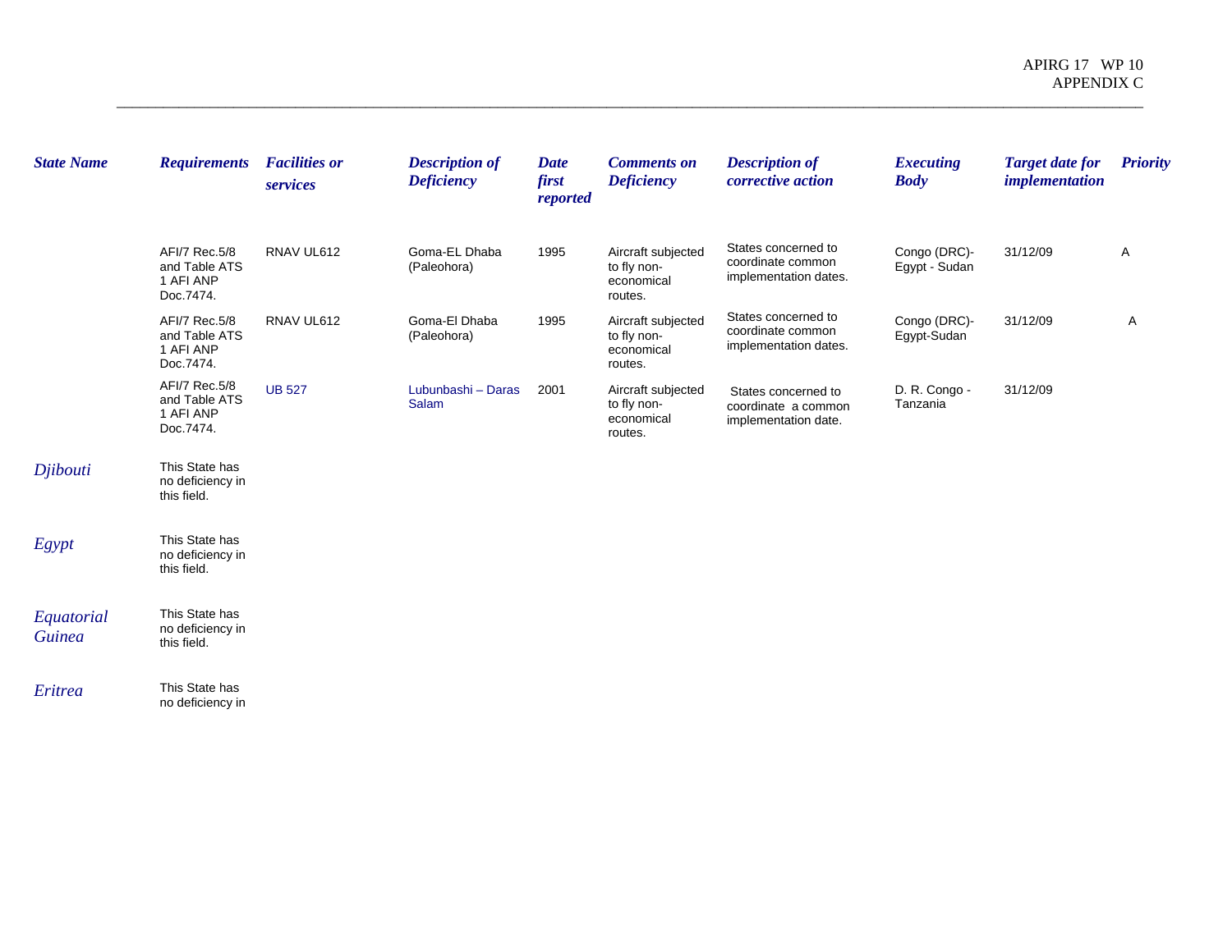| State Name | Requirements | Facilities or services | Description of Deficiency | Date first reported | Comments on Deficiency | Description of corrective action | Executing Body | Target date for implementation | Priority |
|---|---|---|---|---|---|---|---|---|---|
| | AFI/7 Rec.5/8 and Table ATS 1 AFI ANP Doc.7474. | RNAV UL612 | Goma-EL Dhaba (Paleohora) | 1995 | Aircraft subjected to fly non-economical routes. | States concerned to coordinate common implementation dates. | Congo (DRC)-Egypt - Sudan | 31/12/09 | A |
| | AFI/7 Rec.5/8 and Table ATS 1 AFI ANP Doc.7474. | RNAV UL612 | Goma-El Dhaba (Paleohora) | 1995 | Aircraft subjected to fly non-economical routes. | States concerned to coordinate common implementation dates. | Congo (DRC)-Egypt-Sudan | 31/12/09 | A |
| | AFI/7 Rec.5/8 and Table ATS 1 AFI ANP Doc.7474. | UB 527 | Lubunbashi – Daras Salam | 2001 | Aircraft subjected to fly non-economical routes. | States concerned to coordinate a common implementation date. | D. R. Congo - Tanzania | 31/12/09 | |
| *Djibouti* | This State has no deficiency in this field. | | | | | | | | |
| *Egypt* | This State has no deficiency in this field. | | | | | | | | |
| *Equatorial Guinea* | This State has no deficiency in this field. | | | | | | | | |
| *Eritrea* | This State has no deficiency in | | | | | | | | |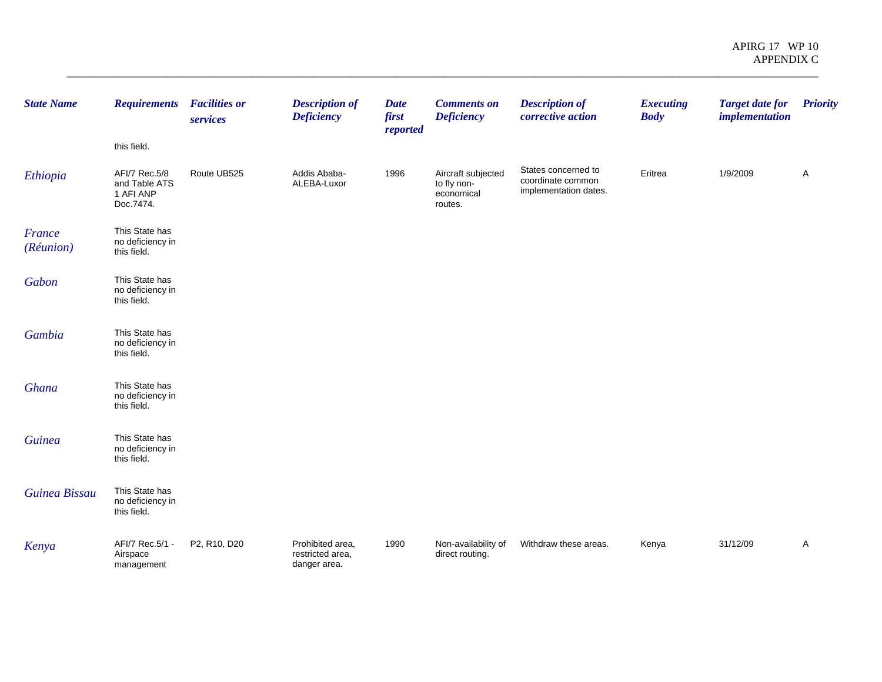| State Name | Requirements | Facilities or services | Description of Deficiency | Date first reported | Comments on Deficiency | Description of corrective action | Executing Body | Target date for implementation | Priority |
|---|---|---|---|---|---|---|---|---|---|
| | this field. | | | | | | | | |
| Ethiopia | AFI/7 Rec.5/8 and Table ATS 1 AFI ANP Doc.7474. | Route UB525 | Addis Ababa-ALEBA-Luxor | 1996 | Aircraft subjected to fly non-economical routes. | States concerned to coordinate common implementation dates. | Eritrea | 1/9/2009 | A |
| France (Réunion) | This State has no deficiency in this field. | | | | | | | | |
| Gabon | This State has no deficiency in this field. | | | | | | | | |
| Gambia | This State has no deficiency in this field. | | | | | | | | |
| Ghana | This State has no deficiency in this field. | | | | | | | | |
| Guinea | This State has no deficiency in this field. | | | | | | | | |
| Guinea Bissau | This State has no deficiency in this field. | | | | | | | | |
| Kenya | AFI/7 Rec.5/1 - Airspace management | P2, R10, D20 | Prohibited area, restricted area, danger area. | 1990 | Non-availability of direct routing. | Withdraw these areas. | Kenya | 31/12/09 | A |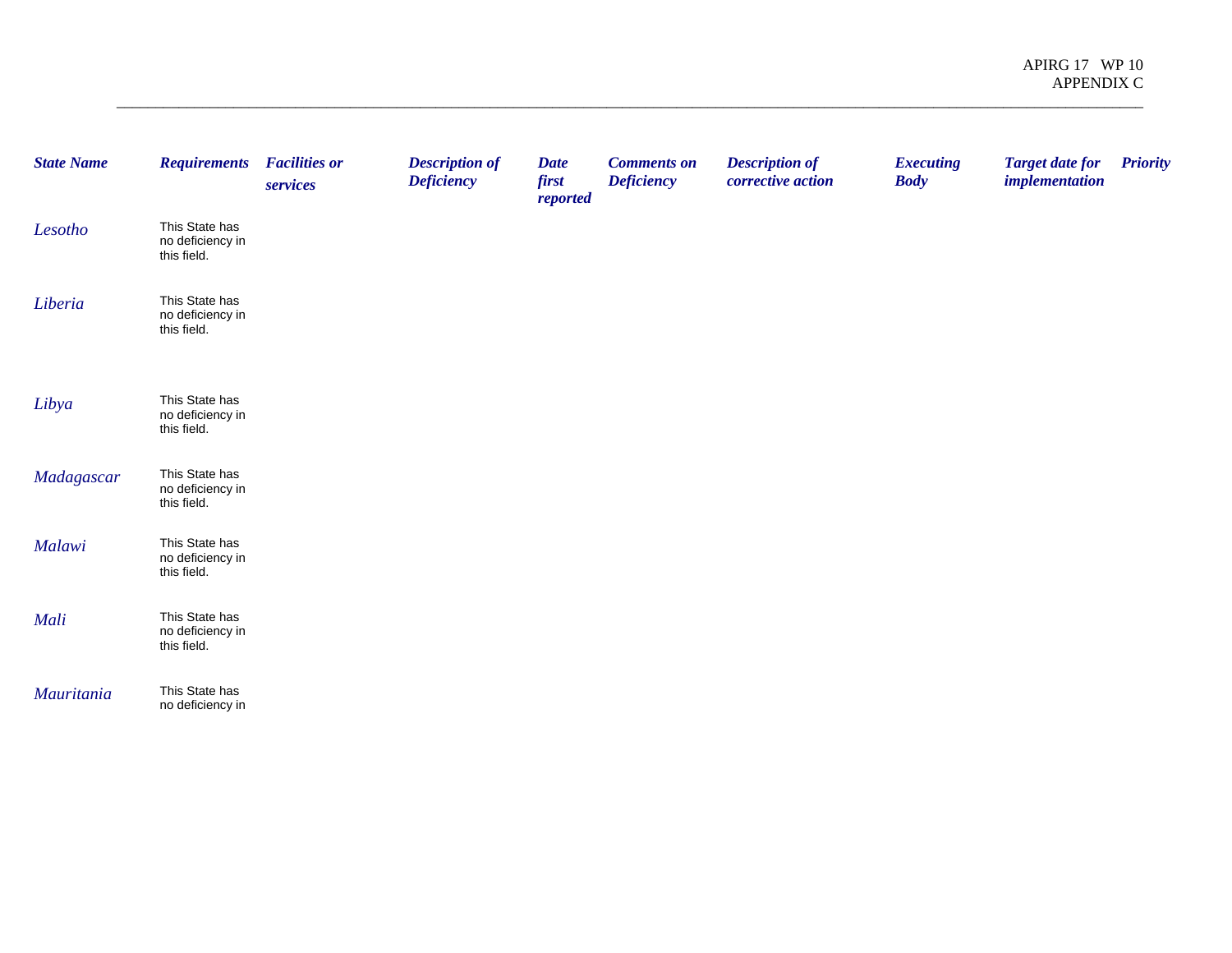| *State Name* | *Requirements* | *Facilities or services* | *Description of Deficiency* | *Date first reported* | *Comments on Deficiency* | *Description of corrective action* | *Executing Body* | *Target date for implementation* | *Priority* |
|---|---|---|---|---|---|---|---|---|---|
| *Lesotho* | This State has no deficiency in this field. | | | | | | | | |
| *Liberia* | This State has no deficiency in this field. | | | | | | | | |
| *Libya* | This State has no deficiency in this field. | | | | | | | | |
| *Madagascar* | This State has no deficiency in this field. | | | | | | | | |
| *Malawi* | This State has no deficiency in this field. | | | | | | | | |
| *Mali* | This State has no deficiency in this field. | | | | | | | | |
| *Mauritania* | This State has no deficiency in | | | | | | | | |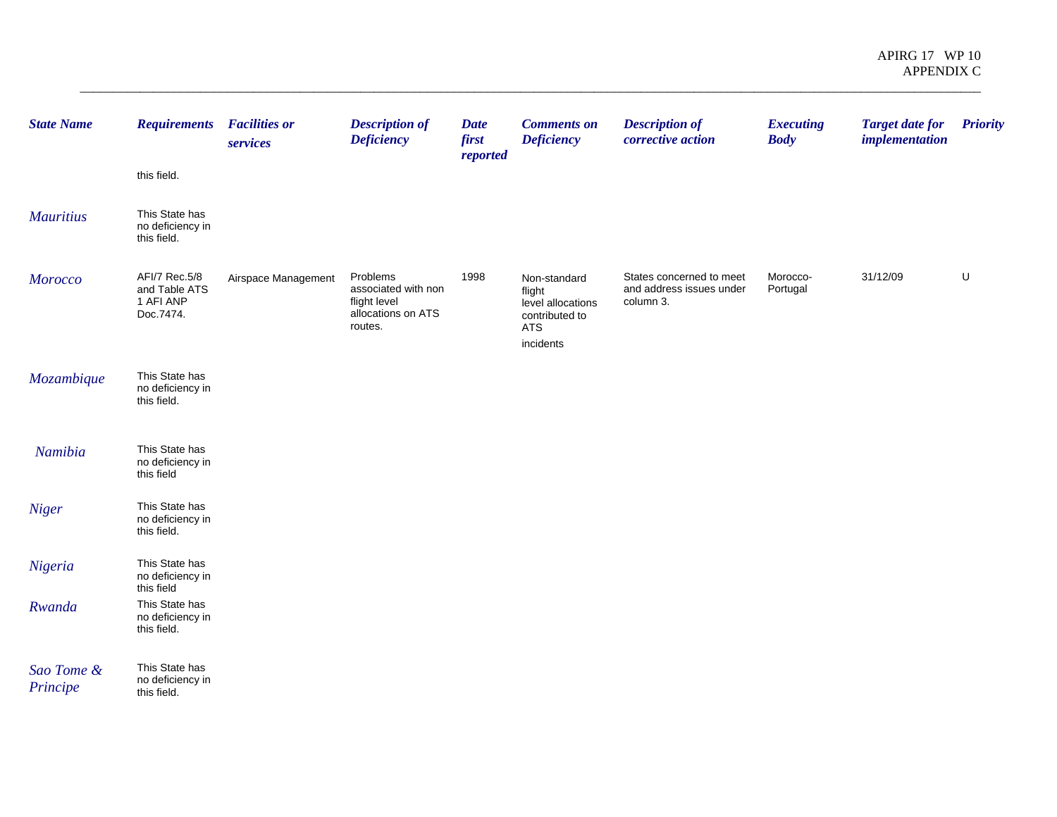| State Name | Requirements | Facilities or services | Description of Deficiency | Date first reported | Comments on Deficiency | Description of corrective action | Executing Body | Target date for implementation | Priority |
|---|---|---|---|---|---|---|---|---|---|
| | this field. | | | | | | | | |
| *Mauritius* | This State has no deficiency in this field. | | | | | | | | |
| *Morocco* | AFI/7 Rec.5/8 and Table ATS 1 AFI ANP Doc.7474. | Airspace Management | Problems associated with non flight level allocations on ATS routes. | 1998 | Non-standard flight level allocations contributed to ATS incidents | States concerned to meet and address issues under column 3. | Morocco-Portugal | 31/12/09 | U |
| *Mozambique* | This State has no deficiency in this field. | | | | | | | | |
| *Namibia* | This State has no deficiency in this field | | | | | | | | |
| *Niger* | This State has no deficiency in this field. | | | | | | | | |
| *Nigeria* | This State has no deficiency in this field | | | | | | | | |
| *Rwanda* | This State has no deficiency in this field. | | | | | | | | |
| *Sao Tome & Principe* | This State has no deficiency in this field. | | | | | | | | |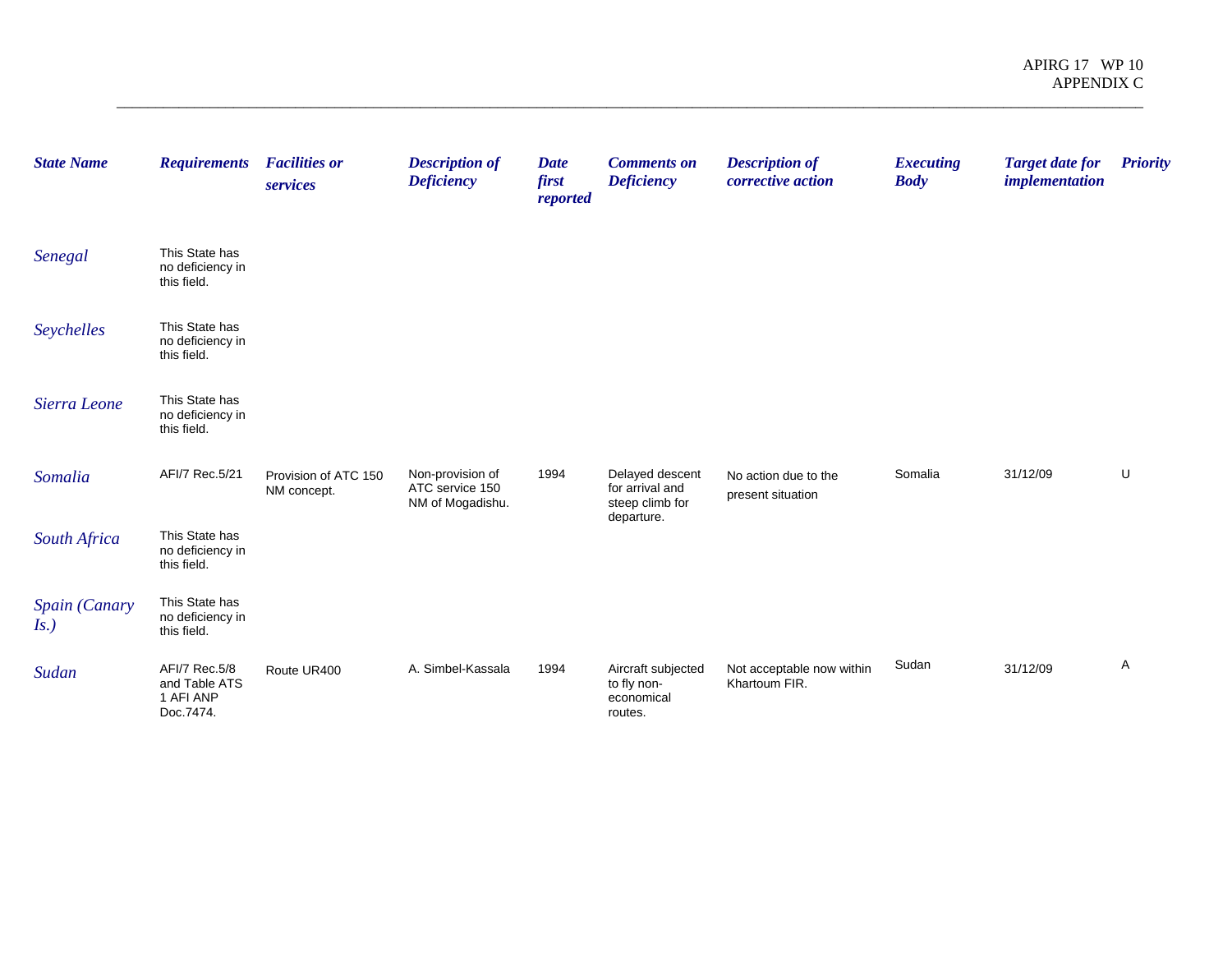| *State Name* | *Requirements* | *Facilities or services* | *Description of Deficiency* | *Date first reported* | *Comments on Deficiency* | *Description of corrective action* | *Executing Body* | *Target date for implementation* | *Priority* |
|---|---|---|---|---|---|---|---|---|---|
| *Senegal* | This State has no deficiency in this field. | | | | | | | | |
| *Seychelles* | This State has no deficiency in this field. | | | | | | | | |
| *Sierra Leone* | This State has no deficiency in this field. | | | | | | | | |
| *Somalia* | AFI/7 Rec.5/21 | Provision of ATC 150 NM concept. | Non-provision of ATC service 150 NM of Mogadishu. | 1994 | Delayed descent for arrival and steep climb for departure. | No action due to the present situation | Somalia | 31/12/09 | U |
| *South Africa* | This State has no deficiency in this field. | | | | | | | | |
| *Spain (Canary Is.)* | This State has no deficiency in this field. | | | | | | | | |
| *Sudan* | AFI/7 Rec.5/8 and Table ATS 1 AFI ANP Doc.7474. | Route UR400 | A. Simbel-Kassala | 1994 | Aircraft subjected to fly non-economical routes. | Not acceptable now within Khartoum FIR. | Sudan | 31/12/09 | A |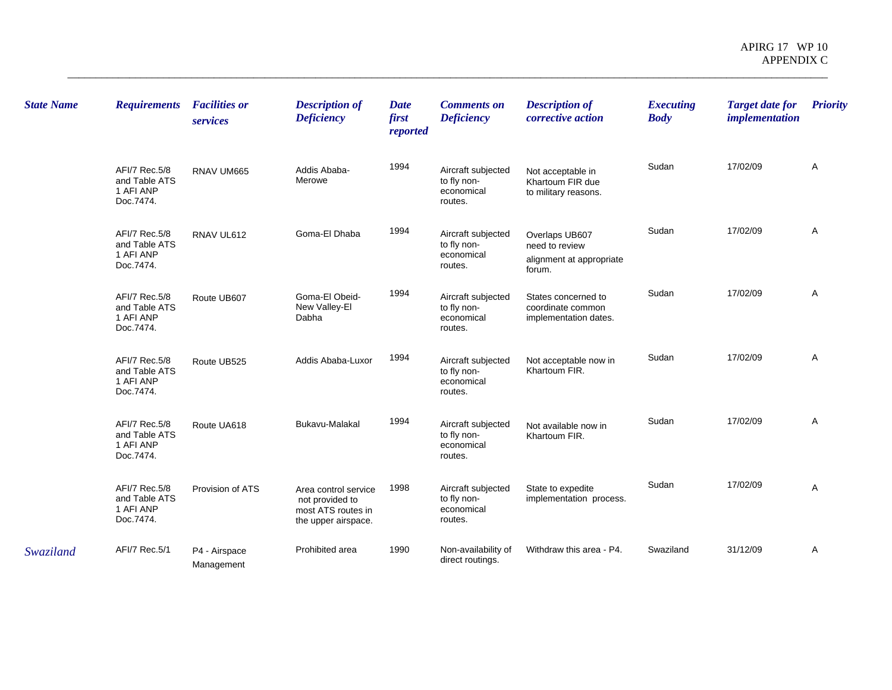| State Name | Requirements | Facilities or services | Description of Deficiency | Date first reported | Comments on Deficiency | Description of corrective action | Executing Body | Target date for implementation | Priority |
|---|---|---|---|---|---|---|---|---|---|
| | AFI/7 Rec.5/8 and Table ATS 1 AFI ANP Doc.7474. | RNAV UM665 | Addis Ababa-Merowe | 1994 | Aircraft subjected to fly non-economical routes. | Not acceptable in Khartoum FIR due to military reasons. | Sudan | 17/02/09 | A |
| | AFI/7 Rec.5/8 and Table ATS 1 AFI ANP Doc.7474. | RNAV UL612 | Goma-El Dhaba | 1994 | Aircraft subjected to fly non-economical routes. | Overlaps UB607 need to review alignment at appropriate forum. | Sudan | 17/02/09 | A |
| | AFI/7 Rec.5/8 and Table ATS 1 AFI ANP Doc.7474. | Route UB607 | Goma-El Obeid-New Valley-El Dabha | 1994 | Aircraft subjected to fly non-economical routes. | States concerned to coordinate common implementation dates. | Sudan | 17/02/09 | A |
| | AFI/7 Rec.5/8 and Table ATS 1 AFI ANP Doc.7474. | Route UB525 | Addis Ababa-Luxor | 1994 | Aircraft subjected to fly non-economical routes. | Not acceptable now in Khartoum FIR. | Sudan | 17/02/09 | A |
| | AFI/7 Rec.5/8 and Table ATS 1 AFI ANP Doc.7474. | Route UA618 | Bukavu-Malakal | 1994 | Aircraft subjected to fly non-economical routes. | Not available now in Khartoum FIR. | Sudan | 17/02/09 | A |
| | AFI/7 Rec.5/8 and Table ATS 1 AFI ANP Doc.7474. | Provision of ATS | Area control service not provided to most ATS routes in the upper airspace. | 1998 | Aircraft subjected to fly non-economical routes. | State to expedite implementation process. | Sudan | 17/02/09 | A |
| *Swaziland* | AFI/7 Rec.5/1 | P4 - Airspace Management | Prohibited area | 1990 | Non-availability of direct routings. | Withdraw this area - P4. | Swaziland | 31/12/09 | A |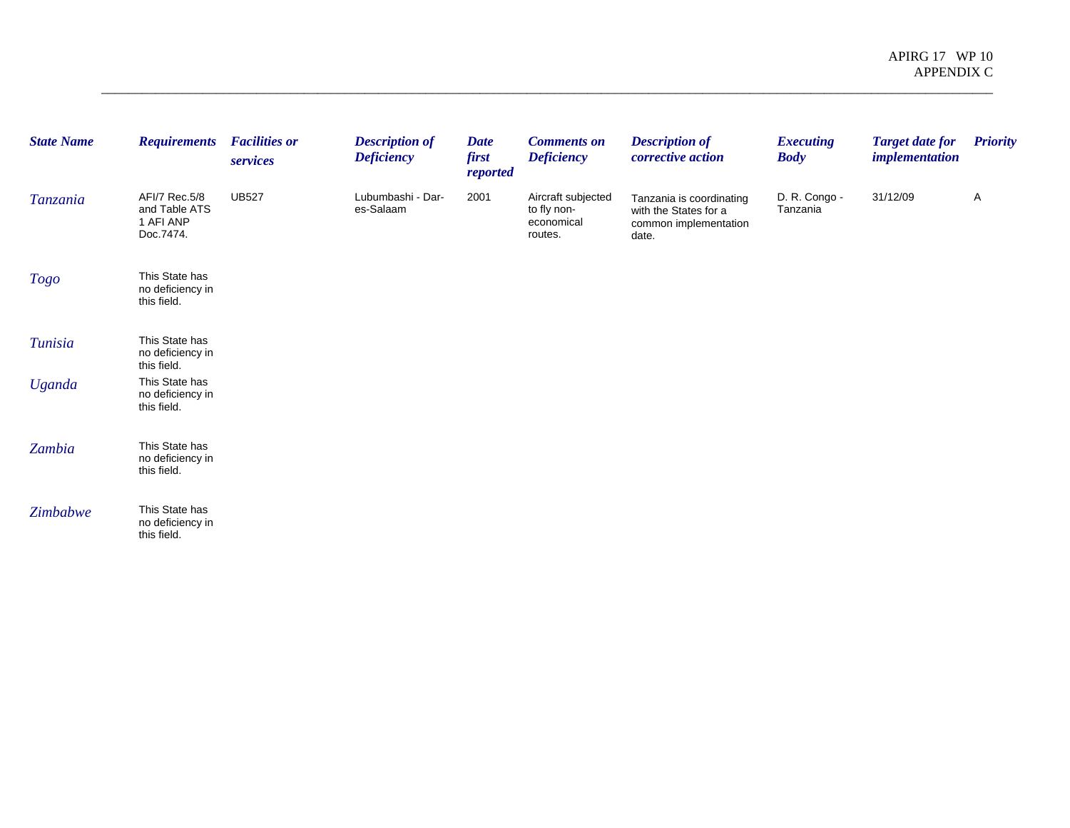| State Name | Requirements | Facilities or services | Description of Deficiency | Date first reported | Comments on Deficiency | Description of corrective action | Executing Body | Target date for implementation | Priority |
|---|---|---|---|---|---|---|---|---|---|
| Tanzania | AFI/7 Rec.5/8 and Table ATS 1 AFI ANP Doc.7474. | UB527 | Lubumbashi - Dar-es-Salaam | 2001 | Aircraft subjected to fly non-economical routes. | Tanzania is coordinating with the States for a common implementation date. | D. R. Congo - Tanzania | 31/12/09 | A |
| Togo | This State has no deficiency in this field. | | | | | | | | |
| Tunisia | This State has no deficiency in this field. | | | | | | | | |
| Uganda | This State has no deficiency in this field. | | | | | | | | |
| Zambia | This State has no deficiency in this field. | | | | | | | | |
| Zimbabwe | This State has no deficiency in this field. | | | | | | | | |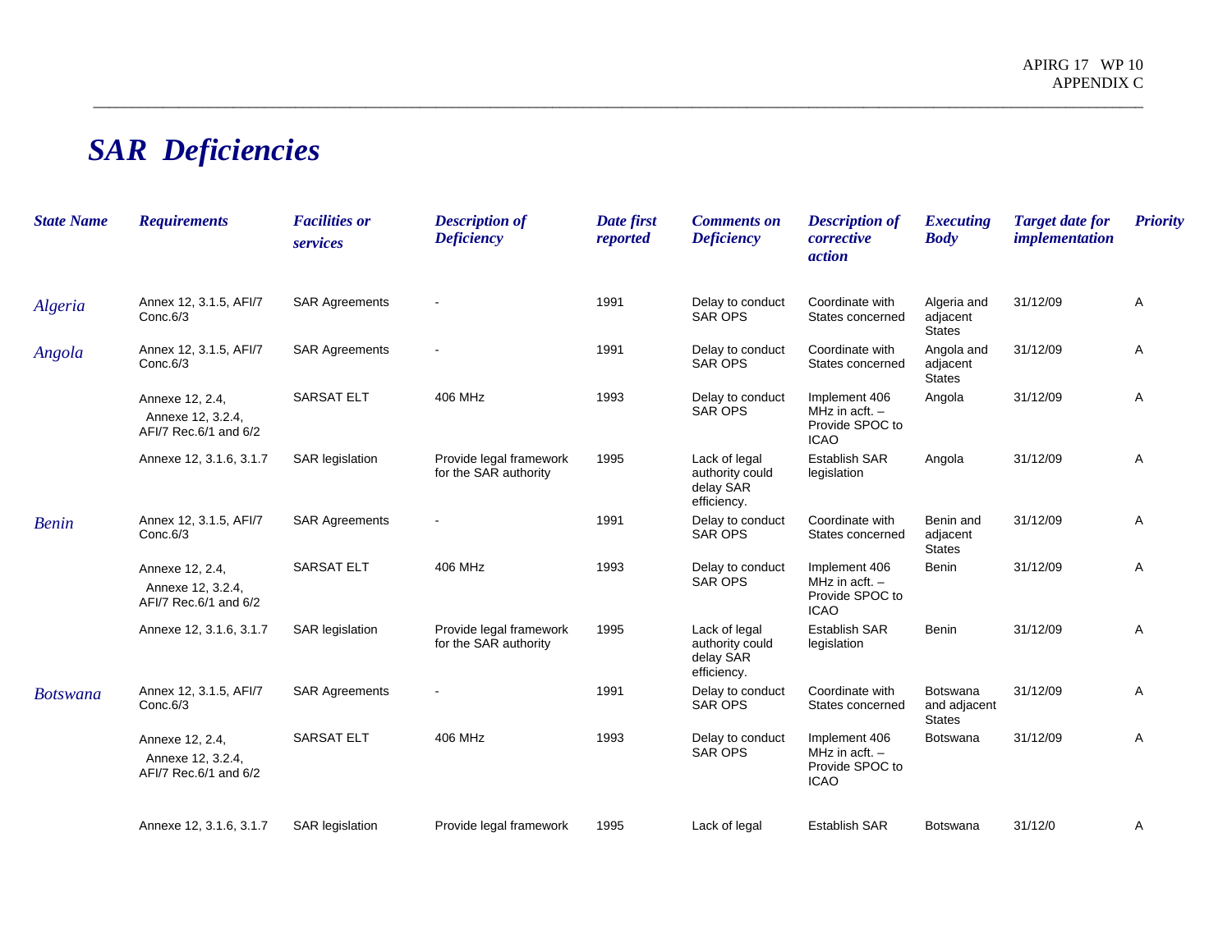# SAR Deficiencies

| *State Name* | *Requirements* | *Facilities or services* | *Description of Deficiency* | *Date first reported* | *Comments on Deficiency* | *Description of corrective action* | *Executing Body* | *Target date for implementation* | *Priority* |
|---|---|---|---|---|---|---|---|---|---|
| *Algeria* | Annex 12, 3.1.5, AFI/7 Conc.6/3 | SAR Agreements | - | 1991 | Delay to conduct SAR OPS | Coordinate with States concerned | Algeria and adjacent States | 31/12/09 | A |
| *Angola* | Annex 12, 3.1.5, AFI/7 Conc.6/3 | SAR Agreements | - | 1991 | Delay to conduct SAR OPS | Coordinate with States concerned | Angola and adjacent States | 31/12/09 | A |
| | Annexe 12, 2.4, Annexe 12, 3.2.4, AFI/7 Rec.6/1 and 6/2 | SARSAT ELT | 406 MHz | 1993 | Delay to conduct SAR OPS | Implement 406 MHz in acft. – Provide SPOC to ICAO | Angola | 31/12/09 | A |
| | Annexe 12, 3.1.6, 3.1.7 | SAR legislation | Provide legal framework for the SAR authority | 1995 | Lack of legal authority could delay SAR efficiency. | Establish SAR legislation | Angola | 31/12/09 | A |
| *Benin* | Annex 12, 3.1.5, AFI/7 Conc.6/3 | SAR Agreements | - | 1991 | Delay to conduct SAR OPS | Coordinate with States concerned | Benin and adjacent States | 31/12/09 | A |
| | Annexe 12, 2.4, Annexe 12, 3.2.4, AFI/7 Rec.6/1 and 6/2 | SARSAT ELT | 406 MHz | 1993 | Delay to conduct SAR OPS | Implement 406 MHz in acft. – Provide SPOC to ICAO | Benin | 31/12/09 | A |
| | Annexe 12, 3.1.6, 3.1.7 | SAR legislation | Provide legal framework for the SAR authority | 1995 | Lack of legal authority could delay SAR efficiency. | Establish SAR legislation | Benin | 31/12/09 | A |
| *Botswana* | Annex 12, 3.1.5, AFI/7 Conc.6/3 | SAR Agreements | - | 1991 | Delay to conduct SAR OPS | Coordinate with States concerned | Botswana and adjacent States | 31/12/09 | A |
| | Annexe 12, 2.4, Annexe 12, 3.2.4, AFI/7 Rec.6/1 and 6/2 | SARSAT ELT | 406 MHz | 1993 | Delay to conduct SAR OPS | Implement 406 MHz in acft. – Provide SPOC to ICAO | Botswana | 31/12/09 | A |
| | Annexe 12, 3.1.6, 3.1.7 | SAR legislation | Provide legal framework | 1995 | Lack of legal | Establish SAR | Botswana | 31/12/0 | A |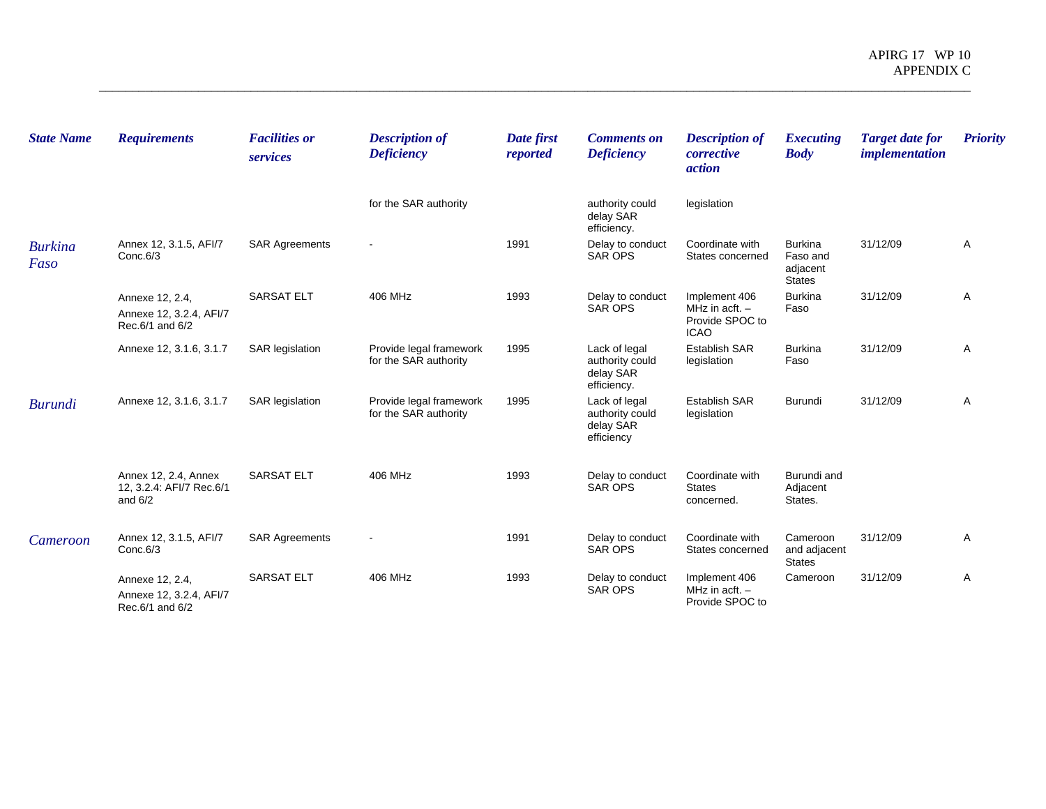| State Name | Requirements | Facilities or services | Description of Deficiency | Date first reported | Comments on Deficiency | Description of corrective action | Executing Body | Target date for implementation | Priority |
|---|---|---|---|---|---|---|---|---|---|
| | | | for the SAR authority | | authority could delay SAR efficiency. | legislation | | | |
| *Burkina Faso* | Annex 12, 3.1.5, AFI/7 Conc.6/3 | SAR Agreements | - | 1991 | Delay to conduct SAR OPS | Coordinate with States concerned | Burkina Faso and adjacent States | 31/12/09 | A |
| | Annexe 12, 2.4, Annexe 12, 3.2.4, AFI/7 Rec.6/1 and 6/2 | SARSAT ELT | 406 MHz | 1993 | Delay to conduct SAR OPS | Implement 406 MHz in acft. – Provide SPOC to ICAO | Burkina Faso | 31/12/09 | A |
| | Annexe 12, 3.1.6, 3.1.7 | SAR legislation | Provide legal framework for the SAR authority | 1995 | Lack of legal authority could delay SAR efficiency. | Establish SAR legislation | Burkina Faso | 31/12/09 | A |
| *Burundi* | Annexe 12, 3.1.6, 3.1.7 | SAR legislation | Provide legal framework for the SAR authority | 1995 | Lack of legal authority could delay SAR efficiency | Establish SAR legislation | Burundi | 31/12/09 | A |
| | Annex 12, 2.4, Annex 12, 3.2.4: AFI/7 Rec.6/1 and 6/2 | SARSAT ELT | 406 MHz | 1993 | Delay to conduct SAR OPS | Coordinate with States concerned. | Burundi and Adjacent States. | | |
| *Cameroon* | Annex 12, 3.1.5, AFI/7 Conc.6/3 | SAR Agreements | - | 1991 | Delay to conduct SAR OPS | Coordinate with States concerned | Cameroon and adjacent States | 31/12/09 | A |
| | Annexe 12, 2.4, Annexe 12, 3.2.4, AFI/7 Rec.6/1 and 6/2 | SARSAT ELT | 406 MHz | 1993 | Delay to conduct SAR OPS | Implement 406 MHz in acft. – Provide SPOC to | Cameroon | 31/12/09 | A |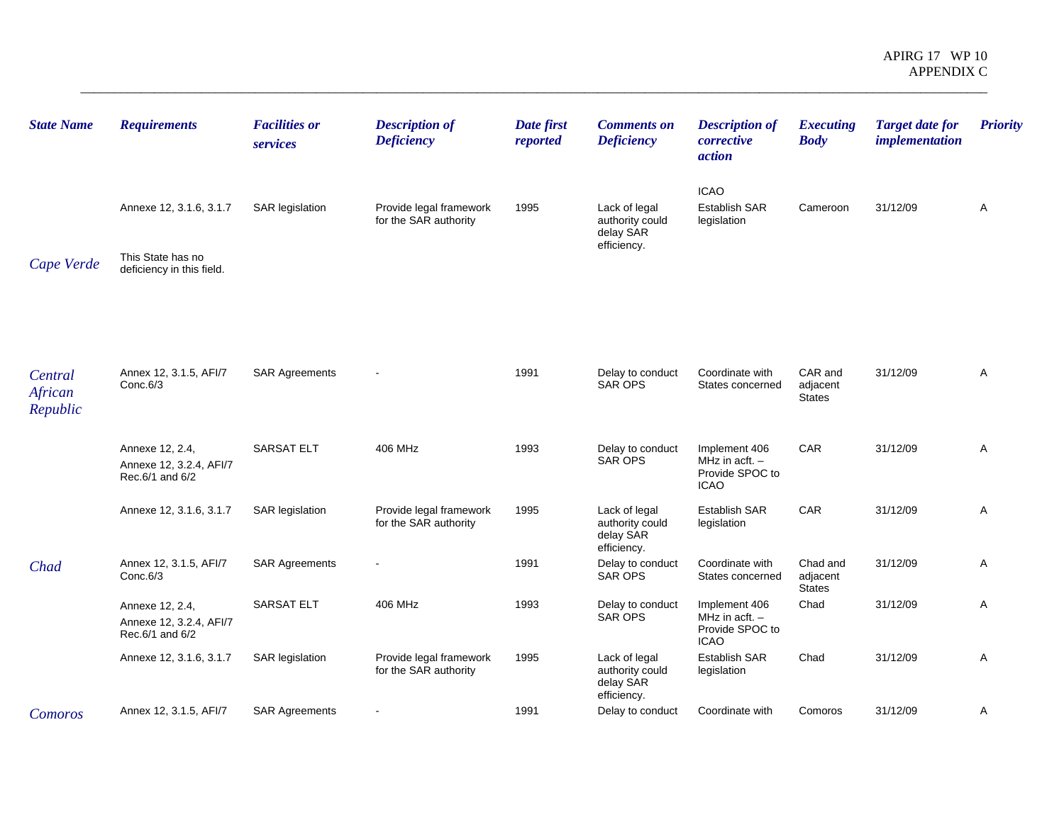| State Name | Requirements | Facilities or services | Description of Deficiency | Date first reported | Comments on Deficiency | Description of corrective action | Executing Body | Target date for implementation | Priority |
|---|---|---|---|---|---|---|---|---|---|
| | | | | | | ICAO | | | |
| | Annexe 12, 3.1.6, 3.1.7 | SAR legislation | Provide legal framework for the SAR authority | 1995 | Lack of legal authority could delay SAR efficiency. | Establish SAR legislation | Cameroon | 31/12/09 | A |
| Cape Verde | This State has no deficiency in this field. | | | | | | | | |
| Central African Republic | Annex 12, 3.1.5, AFI/7 Conc.6/3 | SAR Agreements | - | 1991 | Delay to conduct SAR OPS | Coordinate with States concerned | CAR and adjacent States | 31/12/09 | A |
| | Annexe 12, 2.4, Annexe 12, 3.2.4, AFI/7 Rec.6/1 and 6/2 | SARSAT ELT | 406 MHz | 1993 | Delay to conduct SAR OPS | Implement 406 MHz in acft. – Provide SPOC to ICAO | CAR | 31/12/09 | A |
| | Annexe 12, 3.1.6, 3.1.7 | SAR legislation | Provide legal framework for the SAR authority | 1995 | Lack of legal authority could delay SAR efficiency. | Establish SAR legislation | CAR | 31/12/09 | A |
| Chad | Annex 12, 3.1.5, AFI/7 Conc.6/3 | SAR Agreements | - | 1991 | Delay to conduct SAR OPS | Coordinate with States concerned | Chad and adjacent States | 31/12/09 | A |
| | Annexe 12, 2.4, Annexe 12, 3.2.4, AFI/7 Rec.6/1 and 6/2 | SARSAT ELT | 406 MHz | 1993 | Delay to conduct SAR OPS | Implement 406 MHz in acft. – Provide SPOC to ICAO | Chad | 31/12/09 | A |
| | Annexe 12, 3.1.6, 3.1.7 | SAR legislation | Provide legal framework for the SAR authority | 1995 | Lack of legal authority could delay SAR efficiency. | Establish SAR legislation | Chad | 31/12/09 | A |
| Comoros | Annex 12, 3.1.5, AFI/7 | SAR Agreements | - | 1991 | Delay to conduct | Coordinate with | Comoros | 31/12/09 | A |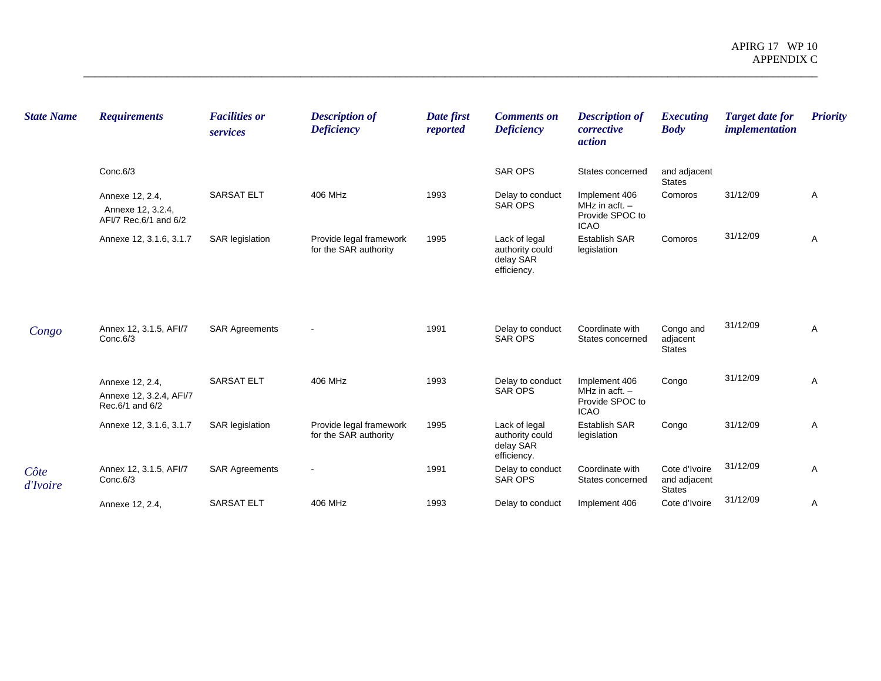| State Name | Requirements | Facilities or services | Description of Deficiency | Date first reported | Comments on Deficiency | Description of corrective action | Executing Body | Target date for implementation | Priority |
|---|---|---|---|---|---|---|---|---|---|
| | Conc.6/3 | | | | SAR OPS | States concerned | and adjacent States | | |
| | Annexe 12, 2.4, Annexe 12, 3.2.4, AFI/7 Rec.6/1 and 6/2 | SARSAT ELT | 406 MHz | 1993 | Delay to conduct SAR OPS | Implement 406 MHz in acft. – Provide SPOC to ICAO | Comoros | 31/12/09 | A |
| | Annexe 12, 3.1.6, 3.1.7 | SAR legislation | Provide legal framework for the SAR authority | 1995 | Lack of legal authority could delay SAR efficiency. | Establish SAR legislation | Comoros | 31/12/09 | A |
| Congo | Annex 12, 3.1.5, AFI/7 Conc.6/3 | SAR Agreements | - | 1991 | Delay to conduct SAR OPS | Coordinate with States concerned | Congo and adjacent States | 31/12/09 | A |
| | Annexe 12, 2.4, Annexe 12, 3.2.4, AFI/7 Rec.6/1 and 6/2 | SARSAT ELT | 406 MHz | 1993 | Delay to conduct SAR OPS | Implement 406 MHz in acft. – Provide SPOC to ICAO | Congo | 31/12/09 | A |
| | Annexe 12, 3.1.6, 3.1.7 | SAR legislation | Provide legal framework for the SAR authority | 1995 | Lack of legal authority could delay SAR efficiency. | Establish SAR legislation | Congo | 31/12/09 | A |
| Côte d'Ivoire | Annex 12, 3.1.5, AFI/7 Conc.6/3 | SAR Agreements | - | 1991 | Delay to conduct SAR OPS | Coordinate with States concerned | Cote d'Ivoire and adjacent States | 31/12/09 | A |
| | Annexe 12, 2.4, | SARSAT ELT | 406 MHz | 1993 | Delay to conduct | Implement 406 | Cote d'Ivoire | 31/12/09 | A |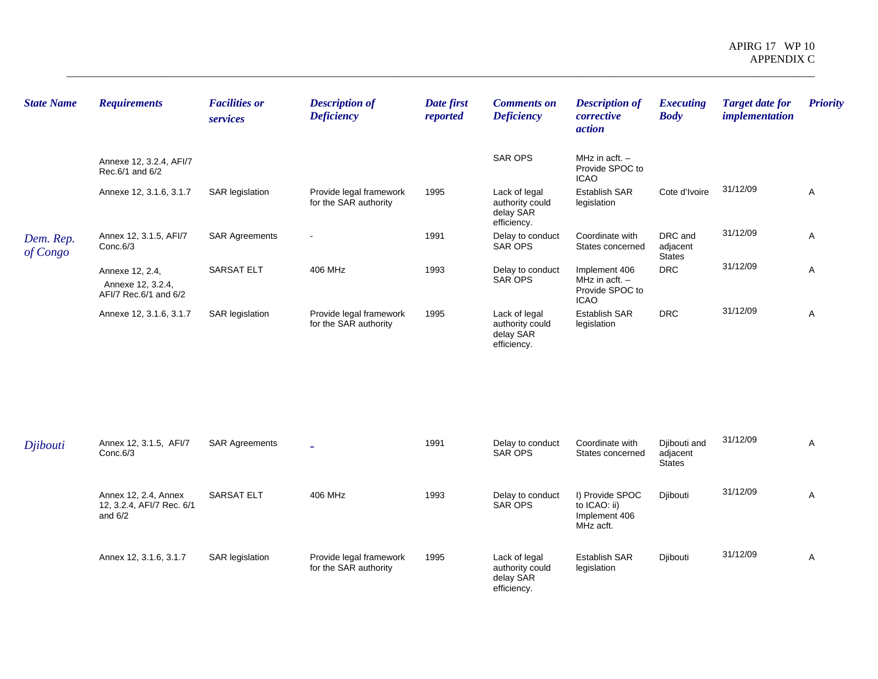| State Name | Requirements | Facilities or services | Description of Deficiency | Date first reported | Comments on Deficiency | Description of corrective action | Executing Body | Target date for implementation | Priority |
|---|---|---|---|---|---|---|---|---|---|
| | Annexe 12, 3.2.4, AFI/7 Rec.6/1 and 6/2 | | | | SAR OPS | MHz in acft. – Provide SPOC to ICAO | | | |
| | Annexe 12, 3.1.6, 3.1.7 | SAR legislation | Provide legal framework for the SAR authority | 1995 | Lack of legal authority could delay SAR efficiency. | Establish SAR legislation | Cote d'Ivoire | 31/12/09 | A |
| Dem. Rep. of Congo | Annex 12, 3.1.5, AFI/7 Conc.6/3 | SAR Agreements | - | 1991 | Delay to conduct SAR OPS | Coordinate with States concerned | DRC and adjacent States | 31/12/09 | A |
| | Annexe 12, 2.4, Annexe 12, 3.2.4, AFI/7 Rec.6/1 and 6/2 | SARSAT ELT | 406 MHz | 1993 | Delay to conduct SAR OPS | Implement 406 MHz in acft. – Provide SPOC to ICAO | DRC | 31/12/09 | A |
| | Annexe 12, 3.1.6, 3.1.7 | SAR legislation | Provide legal framework for the SAR authority | 1995 | Lack of legal authority could delay SAR efficiency. | Establish SAR legislation | DRC | 31/12/09 | A |
| Djibouti | Annex 12, 3.1.5, AFI/7 Conc.6/3 | SAR Agreements | - | 1991 | Delay to conduct SAR OPS | Coordinate with States concerned | Djibouti and adjacent States | 31/12/09 | A |
| | Annex 12, 2.4, Annex 12, 3.2.4, AFI/7 Rec. 6/1 and 6/2 | SARSAT ELT | 406 MHz | 1993 | Delay to conduct SAR OPS | I) Provide SPOC to ICAO: ii) Implement 406 MHz acft. | Djibouti | 31/12/09 | A |
| | Annex 12, 3.1.6, 3.1.7 | SAR legislation | Provide legal framework for the SAR authority | 1995 | Lack of legal authority could delay SAR efficiency. | Establish SAR legislation | Djibouti | 31/12/09 | A |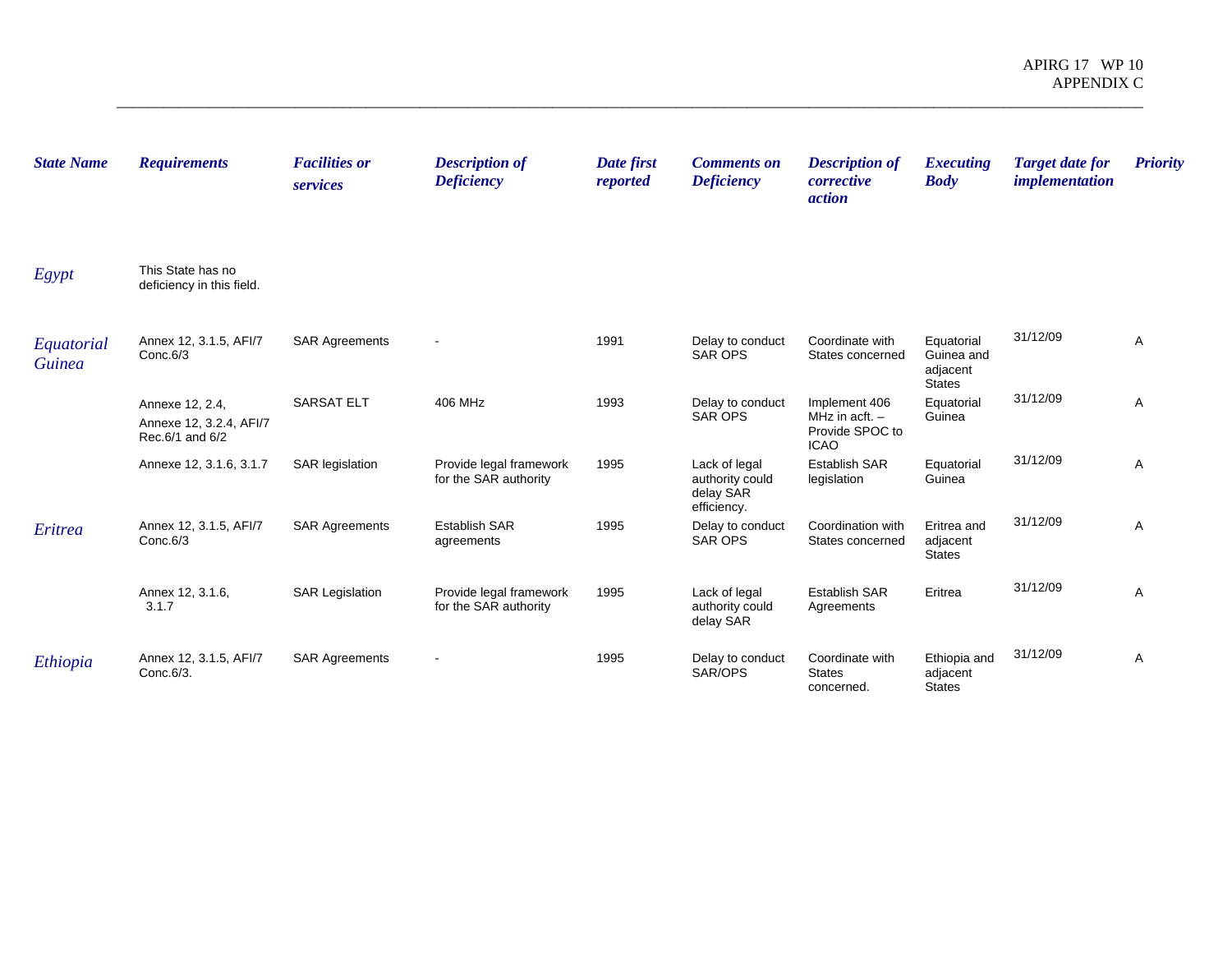| State Name | Requirements | Facilities or services | Description of Deficiency | Date first reported | Comments on Deficiency | Description of corrective action | Executing Body | Target date for implementation | Priority |
|---|---|---|---|---|---|---|---|---|---|
| Egypt | This State has no deficiency in this field. | | | | | | | | |
| Equatorial Guinea | Annex 12, 3.1.5, AFI/7 Conc.6/3 | SAR Agreements | - | 1991 | Delay to conduct SAR OPS | Coordinate with States concerned | Equatorial Guinea and adjacent States | 31/12/09 | A |
| | Annexe 12, 2.4, Annexe 12, 3.2.4, AFI/7 Rec.6/1 and 6/2 | SARSAT ELT | 406 MHz | 1993 | Delay to conduct SAR OPS | Implement 406 MHz in acft. – Provide SPOC to ICAO | Equatorial Guinea | 31/12/09 | A |
| | Annexe 12, 3.1.6, 3.1.7 | SAR legislation | Provide legal framework for the SAR authority | 1995 | Lack of legal authority could delay SAR efficiency. | Establish SAR legislation | Equatorial Guinea | 31/12/09 | A |
| Eritrea | Annex 12, 3.1.5, AFI/7 Conc.6/3 | SAR Agreements | Establish SAR agreements | 1995 | Delay to conduct SAR OPS | Coordination with States concerned | Eritrea and adjacent States | 31/12/09 | A |
| | Annex 12, 3.1.6, 3.1.7 | SAR Legislation | Provide legal framework for the SAR authority | 1995 | Lack of legal authority could delay SAR | Establish SAR Agreements | Eritrea | 31/12/09 | A |
| Ethiopia | Annex 12, 3.1.5, AFI/7 Conc.6/3. | SAR Agreements | - | 1995 | Delay to conduct SAR/OPS | Coordinate with States concerned. | Ethiopia and adjacent States | 31/12/09 | A |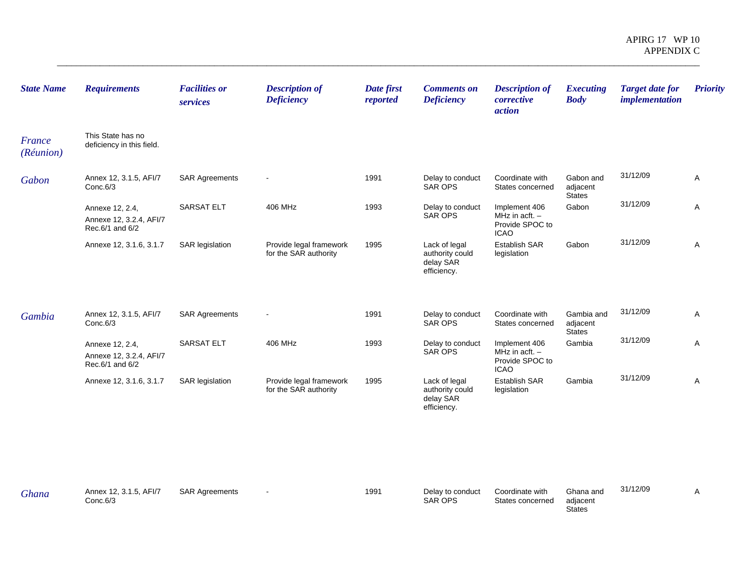| State Name | Requirements | Facilities or services | Description of Deficiency | Date first reported | Comments on Deficiency | Description of corrective action | Executing Body | Target date for implementation | Priority |
|---|---|---|---|---|---|---|---|---|---|
| *France (Réunion)* | This State has no deficiency in this field. | | | | | | | | |
| *Gabon* | Annex 12, 3.1.5, AFI/7 Conc.6/3 | SAR Agreements | - | 1991 | Delay to conduct SAR OPS | Coordinate with States concerned | Gabon and adjacent States | 31/12/09 | A |
| | Annexe 12, 2.4, Annexe 12, 3.2.4, AFI/7 Rec.6/1 and 6/2 | SARSAT ELT | 406 MHz | 1993 | Delay to conduct SAR OPS | Implement 406 MHz in acft. – Provide SPOC to ICAO | Gabon | 31/12/09 | A |
| | Annexe 12, 3.1.6, 3.1.7 | SAR legislation | Provide legal framework for the SAR authority | 1995 | Lack of legal authority could delay SAR efficiency. | Establish SAR legislation | Gabon | 31/12/09 | A |
| *Gambia* | Annex 12, 3.1.5, AFI/7 Conc.6/3 | SAR Agreements | - | 1991 | Delay to conduct SAR OPS | Coordinate with States concerned | Gambia and adjacent States | 31/12/09 | A |
| | Annexe 12, 2.4, Annexe 12, 3.2.4, AFI/7 Rec.6/1 and 6/2 | SARSAT ELT | 406 MHz | 1993 | Delay to conduct SAR OPS | Implement 406 MHz in acft. – Provide SPOC to ICAO | Gambia | 31/12/09 | A |
| | Annexe 12, 3.1.6, 3.1.7 | SAR legislation | Provide legal framework for the SAR authority | 1995 | Lack of legal authority could delay SAR efficiency. | Establish SAR legislation | Gambia | 31/12/09 | A |
| *Ghana* | Annex 12, 3.1.5, AFI/7 Conc.6/3 | SAR Agreements | - | 1991 | Delay to conduct SAR OPS | Coordinate with States concerned | Ghana and adjacent States | 31/12/09 | A |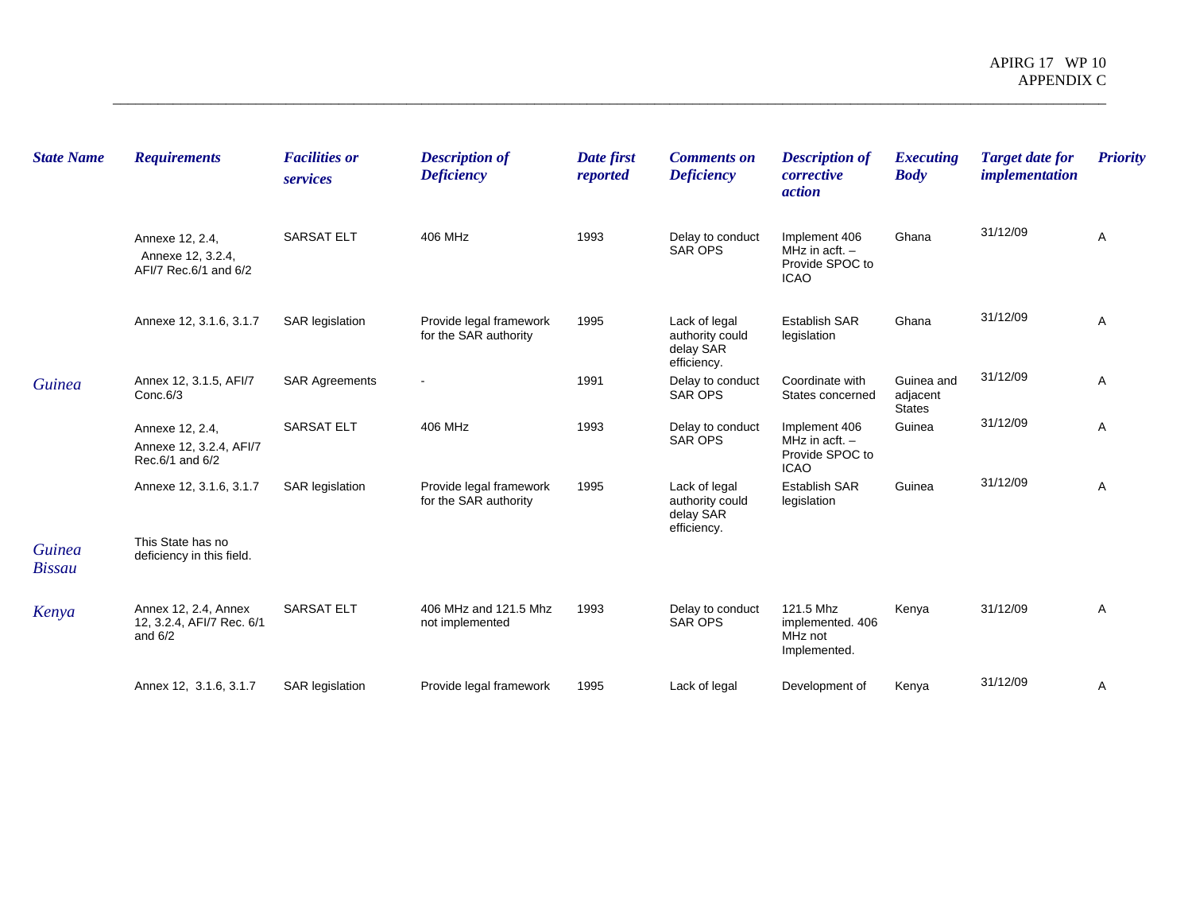| State Name | Requirements | Facilities or services | Description of Deficiency | Date first reported | Comments on Deficiency | Description of corrective action | Executing Body | Target date for implementation | Priority |
|---|---|---|---|---|---|---|---|---|---|
| | Annexe 12, 2.4, Annexe 12, 3.2.4, AFI/7 Rec.6/1 and 6/2 | SARSAT ELT | 406 MHz | 1993 | Delay to conduct SAR OPS | Implement 406 MHz in acft. – Provide SPOC to ICAO | Ghana | 31/12/09 | A |
| | Annexe 12, 3.1.6, 3.1.7 | SAR legislation | Provide legal framework for the SAR authority | 1995 | Lack of legal authority could delay SAR efficiency. | Establish SAR legislation | Ghana | 31/12/09 | A |
| *Guinea* | Annex 12, 3.1.5, AFI/7 Conc.6/3 | SAR Agreements | - | 1991 | Delay to conduct SAR OPS | Coordinate with States concerned | Guinea and adjacent States | 31/12/09 | A |
| | Annexe 12, 2.4, Annexe 12, 3.2.4, AFI/7 Rec.6/1 and 6/2 | SARSAT ELT | 406 MHz | 1993 | Delay to conduct SAR OPS | Implement 406 MHz in acft. – Provide SPOC to ICAO | Guinea | 31/12/09 | A |
| | Annexe 12, 3.1.6, 3.1.7 | SAR legislation | Provide legal framework for the SAR authority | 1995 | Lack of legal authority could delay SAR efficiency. | Establish SAR legislation | Guinea | 31/12/09 | A |
| *Guinea Bissau* | This State has no deficiency in this field. | | | | | | | | |
| *Kenya* | Annex 12, 2.4, Annex 12, 3.2.4, AFI/7 Rec. 6/1 and 6/2 | SARSAT ELT | 406 MHz and 121.5 Mhz not implemented | 1993 | Delay to conduct SAR OPS | 121.5 Mhz implemented. 406 MHz not Implemented. | Kenya | 31/12/09 | A |
| | Annex 12, 3.1.6, 3.1.7 | SAR legislation | Provide legal framework | 1995 | Lack of legal | Development of | Kenya | 31/12/09 | A |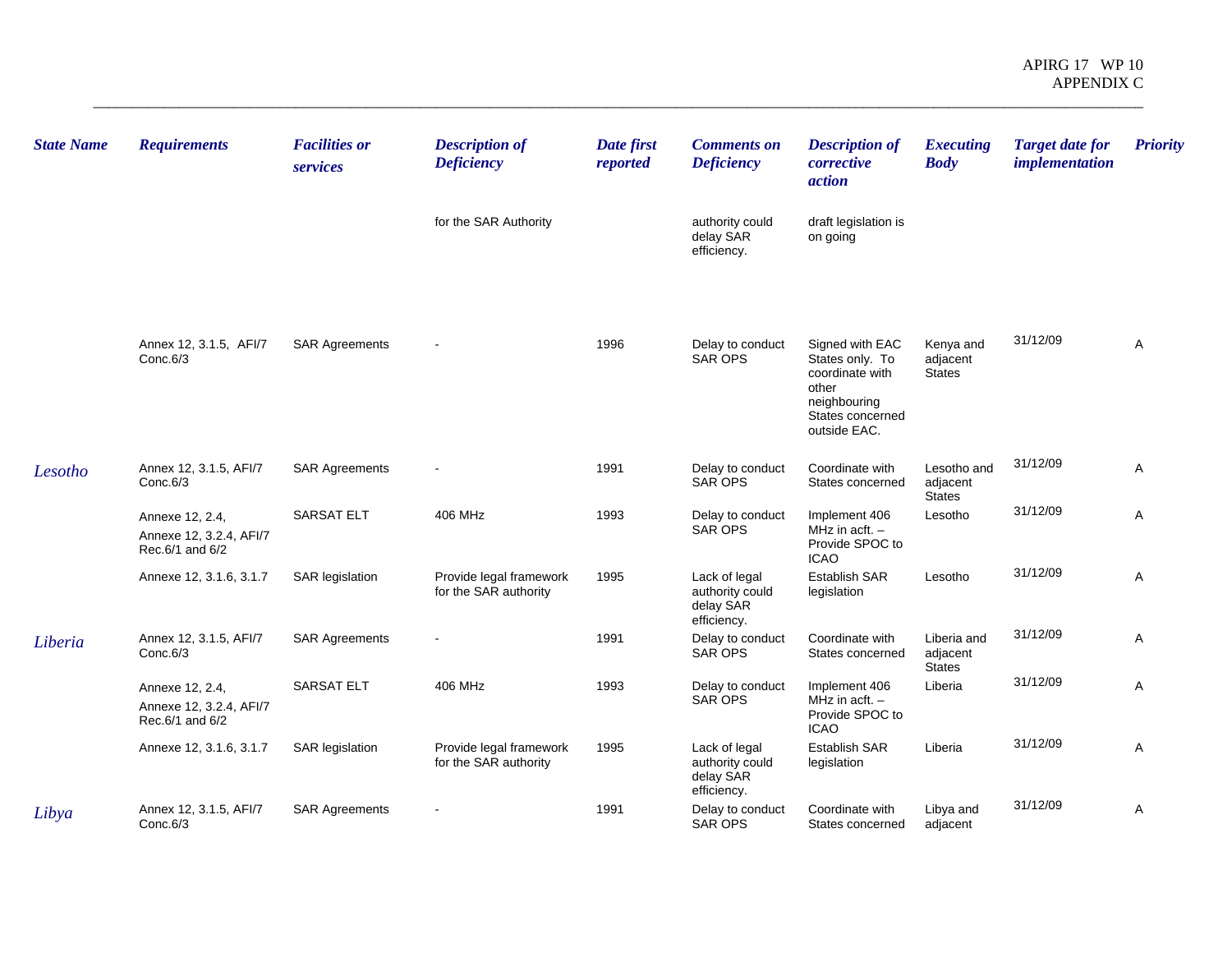| State Name | Requirements | Facilities or services | Description of Deficiency | Date first reported | Comments on Deficiency | Description of corrective action | Executing Body | Target date for implementation | Priority |
|---|---|---|---|---|---|---|---|---|---|
| | | | for the SAR Authority | | authority could delay SAR efficiency. | draft legislation is on going | | | |
| | Annex 12, 3.1.5, AFI/7 Conc.6/3 | SAR Agreements | - | 1996 | Delay to conduct SAR OPS | Signed with EAC States only. To coordinate with other neighbouring States concerned outside EAC. | Kenya and adjacent States | 31/12/09 | A |
| Lesotho | Annex 12, 3.1.5, AFI/7 Conc.6/3 | SAR Agreements | - | 1991 | Delay to conduct SAR OPS | Coordinate with States concerned | Lesotho and adjacent States | 31/12/09 | A |
| | Annexe 12, 2.4, Annexe 12, 3.2.4, AFI/7 Rec.6/1 and 6/2 | SARSAT ELT | 406 MHz | 1993 | Delay to conduct SAR OPS | Implement 406 MHz in acft. – Provide SPOC to ICAO | Lesotho | 31/12/09 | A |
| | Annexe 12, 3.1.6, 3.1.7 | SAR legislation | Provide legal framework for the SAR authority | 1995 | Lack of legal authority could delay SAR efficiency. | Establish SAR legislation | Lesotho | 31/12/09 | A |
| Liberia | Annex 12, 3.1.5, AFI/7 Conc.6/3 | SAR Agreements | - | 1991 | Delay to conduct SAR OPS | Coordinate with States concerned | Liberia and adjacent States | 31/12/09 | A |
| | Annexe 12, 2.4, Annexe 12, 3.2.4, AFI/7 Rec.6/1 and 6/2 | SARSAT ELT | 406 MHz | 1993 | Delay to conduct SAR OPS | Implement 406 MHz in acft. – Provide SPOC to ICAO | Liberia | 31/12/09 | A |
| | Annexe 12, 3.1.6, 3.1.7 | SAR legislation | Provide legal framework for the SAR authority | 1995 | Lack of legal authority could delay SAR efficiency. | Establish SAR legislation | Liberia | 31/12/09 | A |
| Libya | Annex 12, 3.1.5, AFI/7 Conc.6/3 | SAR Agreements | - | 1991 | Delay to conduct SAR OPS | Coordinate with States concerned | Libya and adjacent | 31/12/09 | A |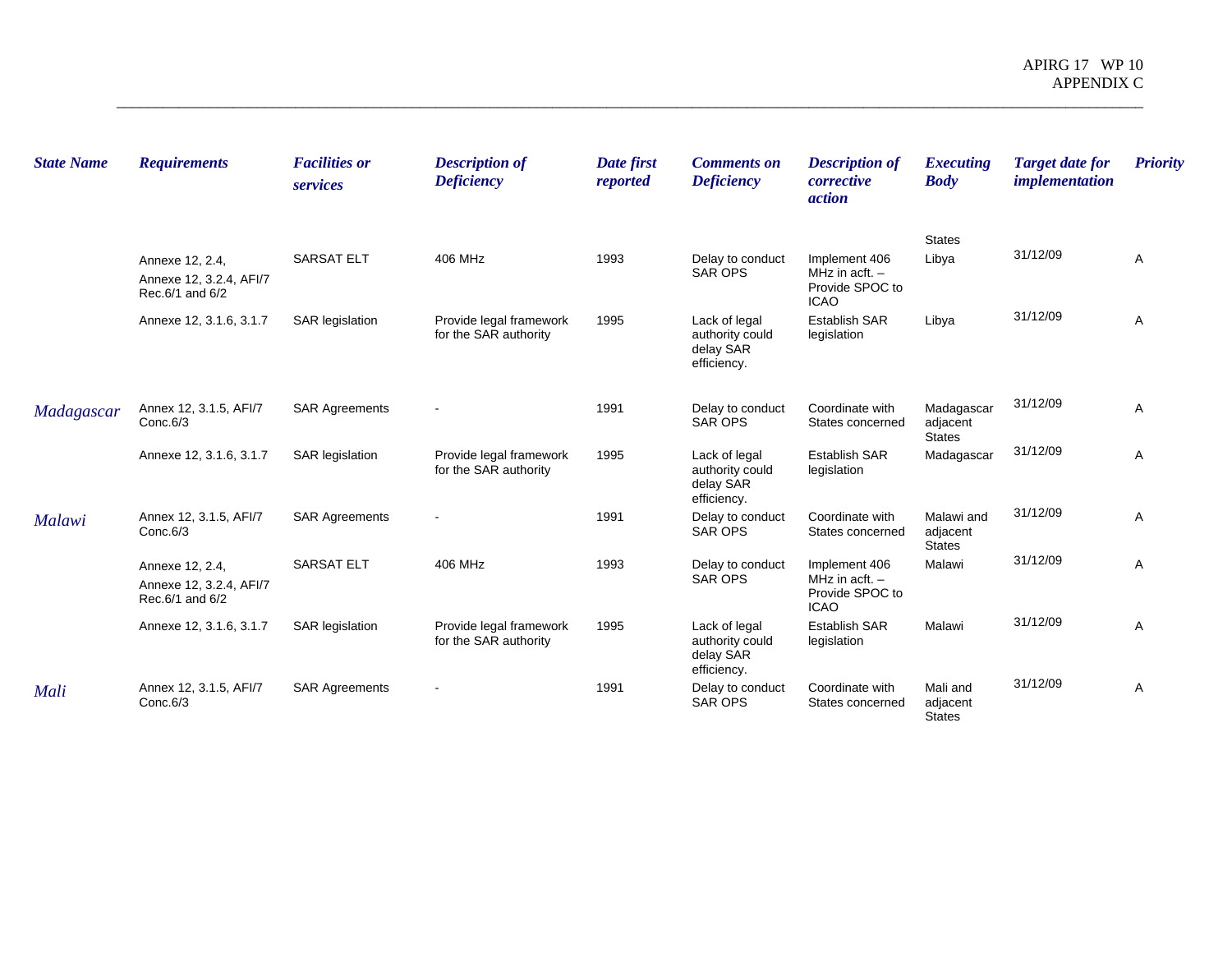| State Name | Requirements | Facilities or services | Description of Deficiency | Date first reported | Comments on Deficiency | Description of corrective action | Executing Body | Target date for implementation | Priority |
|---|---|---|---|---|---|---|---|---|---|
| | | | | | | | States | | |
| | Annexe 12, 2.4, Annexe 12, 3.2.4, AFI/7 Rec.6/1 and 6/2 | SARSAT ELT | 406 MHz | 1993 | Delay to conduct SAR OPS | Implement 406 MHz in acft. – Provide SPOC to ICAO | Libya | 31/12/09 | A |
| | Annexe 12, 3.1.6, 3.1.7 | SAR legislation | Provide legal framework for the SAR authority | 1995 | Lack of legal authority could delay SAR efficiency. | Establish SAR legislation | Libya | 31/12/09 | A |
| Madagascar | Annex 12, 3.1.5, AFI/7 Conc.6/3 | SAR Agreements | - | 1991 | Delay to conduct SAR OPS | Coordinate with States concerned | Madagascar adjacent States | 31/12/09 | A |
| | Annexe 12, 3.1.6, 3.1.7 | SAR legislation | Provide legal framework for the SAR authority | 1995 | Lack of legal authority could delay SAR efficiency. | Establish SAR legislation | Madagascar | 31/12/09 | A |
| Malawi | Annex 12, 3.1.5, AFI/7 Conc.6/3 | SAR Agreements | - | 1991 | Delay to conduct SAR OPS | Coordinate with States concerned | Malawi and adjacent States | 31/12/09 | A |
| | Annexe 12, 2.4, Annexe 12, 3.2.4, AFI/7 Rec.6/1 and 6/2 | SARSAT ELT | 406 MHz | 1993 | Delay to conduct SAR OPS | Implement 406 MHz in acft. – Provide SPOC to ICAO | Malawi | 31/12/09 | A |
| | Annexe 12, 3.1.6, 3.1.7 | SAR legislation | Provide legal framework for the SAR authority | 1995 | Lack of legal authority could delay SAR efficiency. | Establish SAR legislation | Malawi | 31/12/09 | A |
| Mali | Annex 12, 3.1.5, AFI/7 Conc.6/3 | SAR Agreements | - | 1991 | Delay to conduct SAR OPS | Coordinate with States concerned | Mali and adjacent States | 31/12/09 | A |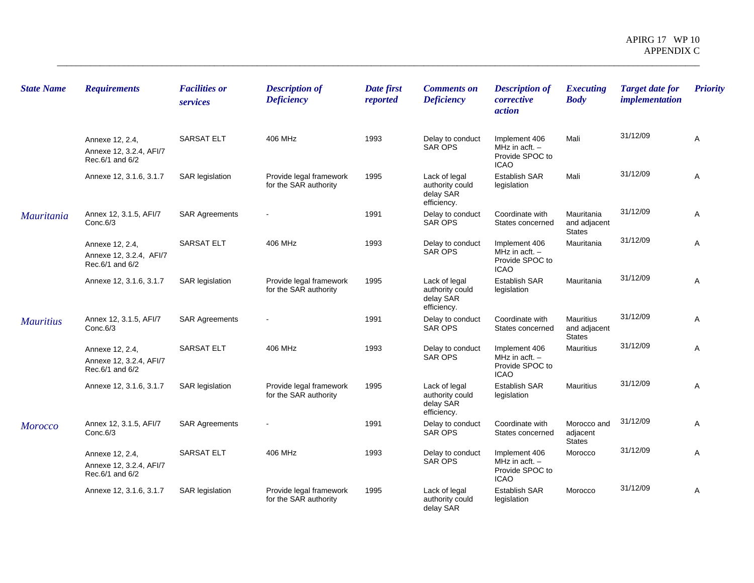| State Name | Requirements | Facilities or services | Description of Deficiency | Date first reported | Comments on Deficiency | Description of corrective action | Executing Body | Target date for implementation | Priority |
|---|---|---|---|---|---|---|---|---|---|
| | Annexe 12, 2.4, Annexe 12, 3.2.4, AFI/7 Rec.6/1 and 6/2 | SARSAT ELT | 406 MHz | 1993 | Delay to conduct SAR OPS | Implement 406 MHz in acft. – Provide SPOC to ICAO | Mali | 31/12/09 | A |
| | Annexe 12, 3.1.6, 3.1.7 | SAR legislation | Provide legal framework for the SAR authority | 1995 | Lack of legal authority could delay SAR efficiency. | Establish SAR legislation | Mali | 31/12/09 | A |
| *Mauritania* | Annex 12, 3.1.5, AFI/7 Conc.6/3 | SAR Agreements | - | 1991 | Delay to conduct SAR OPS | Coordinate with States concerned | Mauritania and adjacent States | 31/12/09 | A |
| | Annexe 12, 2.4, Annexe 12, 3.2.4, AFI/7 Rec.6/1 and 6/2 | SARSAT ELT | 406 MHz | 1993 | Delay to conduct SAR OPS | Implement 406 MHz in acft. – Provide SPOC to ICAO | Mauritania | 31/12/09 | A |
| | Annexe 12, 3.1.6, 3.1.7 | SAR legislation | Provide legal framework for the SAR authority | 1995 | Lack of legal authority could delay SAR efficiency. | Establish SAR legislation | Mauritania | 31/12/09 | A |
| *Mauritius* | Annex 12, 3.1.5, AFI/7 Conc.6/3 | SAR Agreements | - | 1991 | Delay to conduct SAR OPS | Coordinate with States concerned | Mauritius and adjacent States | 31/12/09 | A |
| | Annexe 12, 2.4, Annexe 12, 3.2.4, AFI/7 Rec.6/1 and 6/2 | SARSAT ELT | 406 MHz | 1993 | Delay to conduct SAR OPS | Implement 406 MHz in acft. – Provide SPOC to ICAO | Mauritius | 31/12/09 | A |
| | Annexe 12, 3.1.6, 3.1.7 | SAR legislation | Provide legal framework for the SAR authority | 1995 | Lack of legal authority could delay SAR efficiency. | Establish SAR legislation | Mauritius | 31/12/09 | A |
| *Morocco* | Annex 12, 3.1.5, AFI/7 Conc.6/3 | SAR Agreements | - | 1991 | Delay to conduct SAR OPS | Coordinate with States concerned | Morocco and adjacent States | 31/12/09 | A |
| | Annexe 12, 2.4, Annexe 12, 3.2.4, AFI/7 Rec.6/1 and 6/2 | SARSAT ELT | 406 MHz | 1993 | Delay to conduct SAR OPS | Implement 406 MHz in acft. – Provide SPOC to ICAO | Morocco | 31/12/09 | A |
| | Annexe 12, 3.1.6, 3.1.7 | SAR legislation | Provide legal framework for the SAR authority | 1995 | Lack of legal authority could delay SAR | Establish SAR legislation | Morocco | 31/12/09 | A |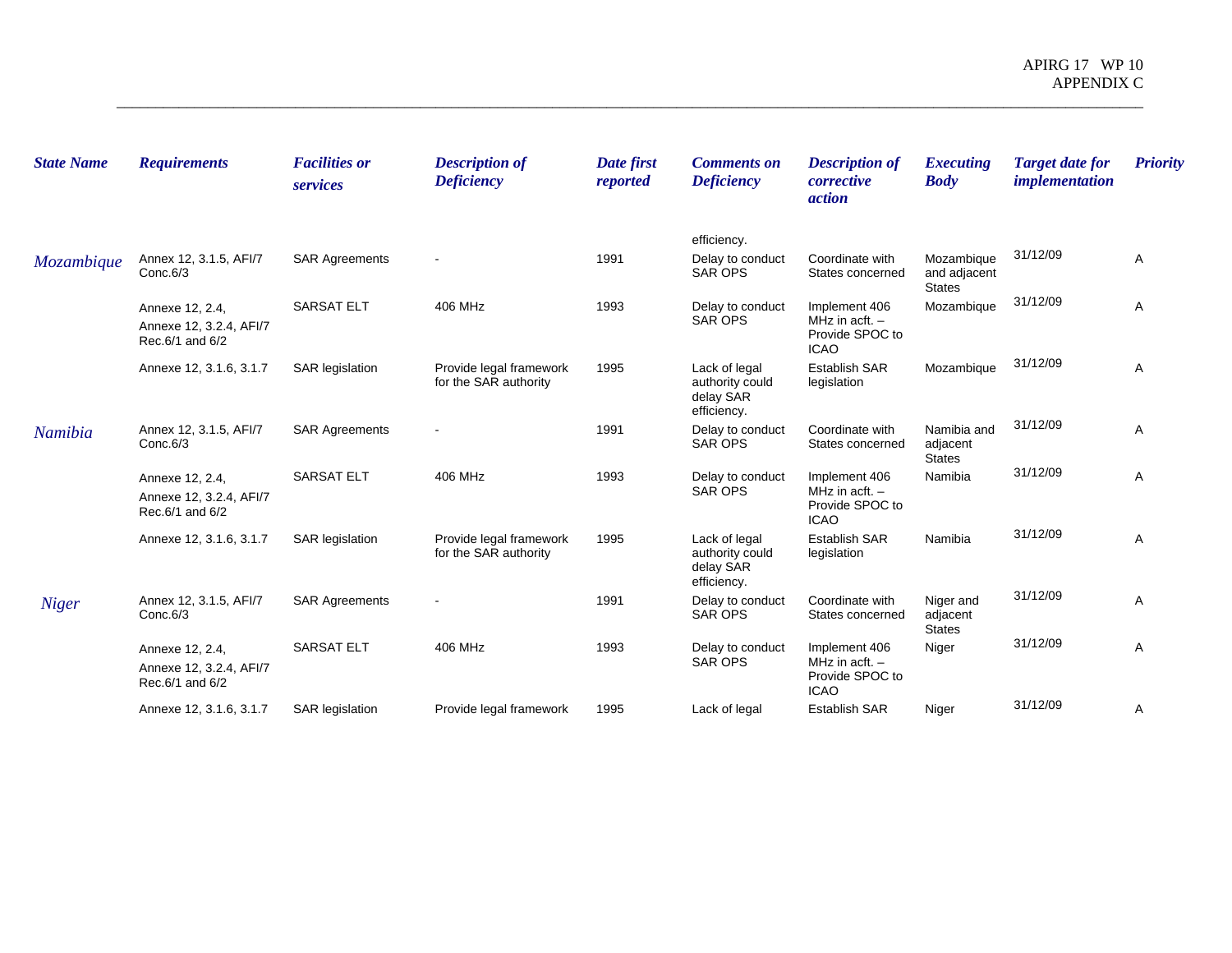| State Name | Requirements | Facilities or services | Description of Deficiency | Date first reported | Comments on Deficiency | Description of corrective action | Executing Body | Target date for implementation | Priority |
|---|---|---|---|---|---|---|---|---|---|
| | | | | | efficiency. | | | | |
| Mozambique | Annex 12, 3.1.5, AFI/7 Conc.6/3 | SAR Agreements | - | 1991 | Delay to conduct SAR OPS | Coordinate with States concerned | Mozambique and adjacent States | 31/12/09 | A |
| | Annexe 12, 2.4, Annexe 12, 3.2.4, AFI/7 Rec.6/1 and 6/2 | SARSAT ELT | 406 MHz | 1993 | Delay to conduct SAR OPS | Implement 406 MHz in acft. – Provide SPOC to ICAO | Mozambique | 31/12/09 | A |
| | Annexe 12, 3.1.6, 3.1.7 | SAR legislation | Provide legal framework for the SAR authority | 1995 | Lack of legal authority could delay SAR efficiency. | Establish SAR legislation | Mozambique | 31/12/09 | A |
| Namibia | Annex 12, 3.1.5, AFI/7 Conc.6/3 | SAR Agreements | - | 1991 | Delay to conduct SAR OPS | Coordinate with States concerned | Namibia and adjacent States | 31/12/09 | A |
| | Annexe 12, 2.4, Annexe 12, 3.2.4, AFI/7 Rec.6/1 and 6/2 | SARSAT ELT | 406 MHz | 1993 | Delay to conduct SAR OPS | Implement 406 MHz in acft. – Provide SPOC to ICAO | Namibia | 31/12/09 | A |
| | Annexe 12, 3.1.6, 3.1.7 | SAR legislation | Provide legal framework for the SAR authority | 1995 | Lack of legal authority could delay SAR efficiency. | Establish SAR legislation | Namibia | 31/12/09 | A |
| Niger | Annex 12, 3.1.5, AFI/7 Conc.6/3 | SAR Agreements | - | 1991 | Delay to conduct SAR OPS | Coordinate with States concerned | Niger and adjacent States | 31/12/09 | A |
| | Annexe 12, 2.4, Annexe 12, 3.2.4, AFI/7 Rec.6/1 and 6/2 | SARSAT ELT | 406 MHz | 1993 | Delay to conduct SAR OPS | Implement 406 MHz in acft. – Provide SPOC to ICAO | Niger | 31/12/09 | A |
| | Annexe 12, 3.1.6, 3.1.7 | SAR legislation | Provide legal framework | 1995 | Lack of legal | Establish SAR | Niger | 31/12/09 | A |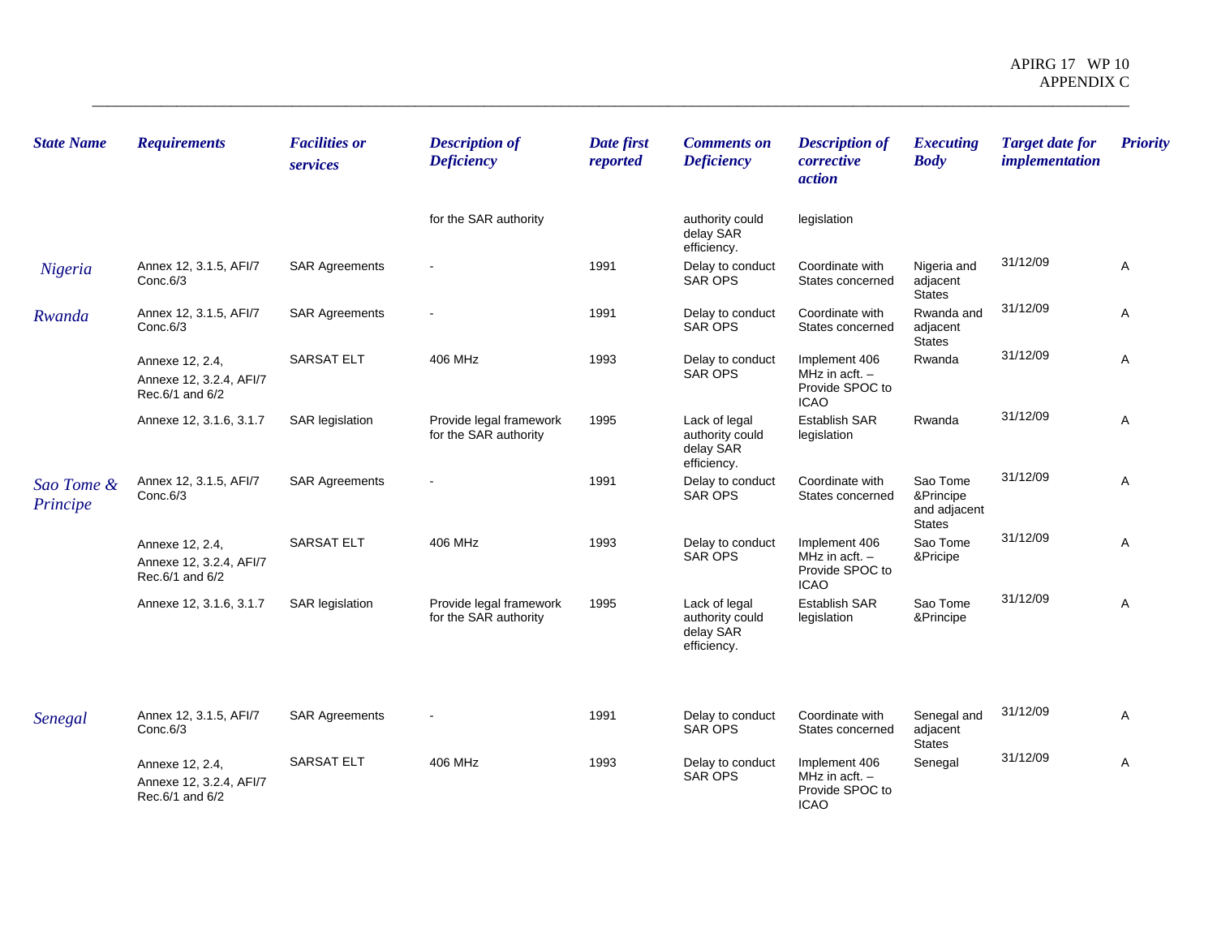| State Name | Requirements | Facilities or services | Description of Deficiency | Date first reported | Comments on Deficiency | Description of corrective action | Executing Body | Target date for implementation | Priority |
|---|---|---|---|---|---|---|---|---|---|
| | | | for the SAR authority | | authority could delay SAR efficiency. | legislation | | | |
| Nigeria | Annex 12, 3.1.5, AFI/7 Conc.6/3 | SAR Agreements | - | 1991 | Delay to conduct SAR OPS | Coordinate with States concerned | Nigeria and adjacent States | 31/12/09 | A |
| Rwanda | Annex 12, 3.1.5, AFI/7 Conc.6/3 | SAR Agreements | - | 1991 | Delay to conduct SAR OPS | Coordinate with States concerned | Rwanda and adjacent States | 31/12/09 | A |
| | Annexe 12, 2.4, Annexe 12, 3.2.4, AFI/7 Rec.6/1 and 6/2 | SARSAT ELT | 406 MHz | 1993 | Delay to conduct SAR OPS | Implement 406 MHz in acft. – Provide SPOC to ICAO | Rwanda | 31/12/09 | A |
| | Annexe 12, 3.1.6, 3.1.7 | SAR legislation | Provide legal framework for the SAR authority | 1995 | Lack of legal authority could delay SAR efficiency. | Establish SAR legislation | Rwanda | 31/12/09 | A |
| Sao Tome & Principe | Annex 12, 3.1.5, AFI/7 Conc.6/3 | SAR Agreements | - | 1991 | Delay to conduct SAR OPS | Coordinate with States concerned | Sao Tome &Principe and adjacent States | 31/12/09 | A |
| | Annexe 12, 2.4, Annexe 12, 3.2.4, AFI/7 Rec.6/1 and 6/2 | SARSAT ELT | 406 MHz | 1993 | Delay to conduct SAR OPS | Implement 406 MHz in acft. – Provide SPOC to ICAO | Sao Tome &Pricipe | 31/12/09 | A |
| | Annexe 12, 3.1.6, 3.1.7 | SAR legislation | Provide legal framework for the SAR authority | 1995 | Lack of legal authority could delay SAR efficiency. | Establish SAR legislation | Sao Tome &Principe | 31/12/09 | A |
| Senegal | Annex 12, 3.1.5, AFI/7 Conc.6/3 | SAR Agreements | - | 1991 | Delay to conduct SAR OPS | Coordinate with States concerned | Senegal and adjacent States | 31/12/09 | A |
| | Annexe 12, 2.4, Annexe 12, 3.2.4, AFI/7 Rec.6/1 and 6/2 | SARSAT ELT | 406 MHz | 1993 | Delay to conduct SAR OPS | Implement 406 MHz in acft. – Provide SPOC to ICAO | Senegal | 31/12/09 | A |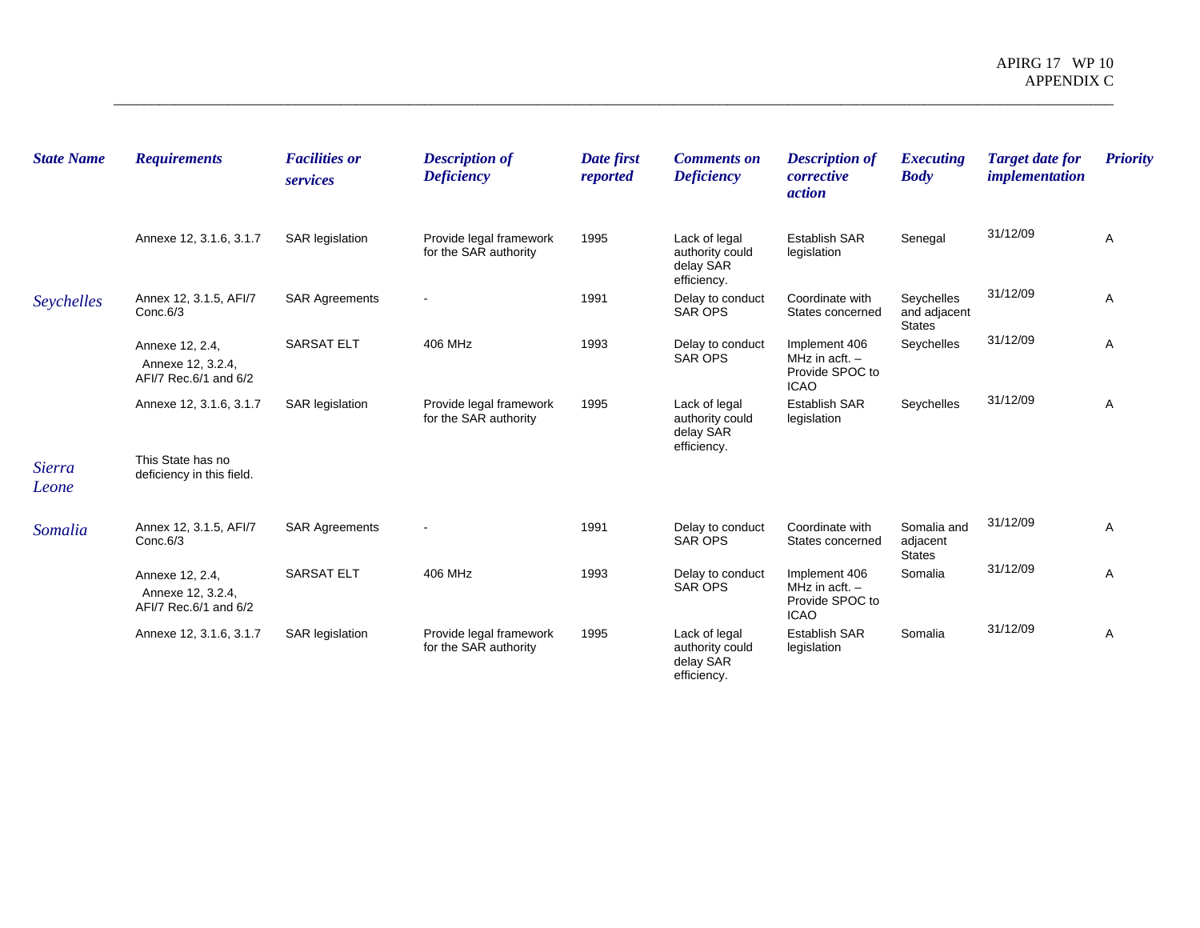| State Name | Requirements | Facilities or services | Description of Deficiency | Date first reported | Comments on Deficiency | Description of corrective action | Executing Body | Target date for implementation | Priority |
|---|---|---|---|---|---|---|---|---|---|
| | Annexe 12, 3.1.6, 3.1.7 | SAR legislation | Provide legal framework for the SAR authority | 1995 | Lack of legal authority could delay SAR efficiency. | Establish SAR legislation | Senegal | 31/12/09 | A |
| Seychelles | Annex 12, 3.1.5, AFI/7 Conc.6/3 | SAR Agreements | - | 1991 | Delay to conduct SAR OPS | Coordinate with States concerned | Seychelles and adjacent States | 31/12/09 | A |
| | Annexe 12, 2.4, Annexe 12, 3.2.4, AFI/7 Rec.6/1 and 6/2 | SARSAT ELT | 406 MHz | 1993 | Delay to conduct SAR OPS | Implement 406 MHz in acft. – Provide SPOC to ICAO | Seychelles | 31/12/09 | A |
| | Annexe 12, 3.1.6, 3.1.7 | SAR legislation | Provide legal framework for the SAR authority | 1995 | Lack of legal authority could delay SAR efficiency. | Establish SAR legislation | Seychelles | 31/12/09 | A |
| Sierra Leone | This State has no deficiency in this field. | | | | | | | | |
| Somalia | Annex 12, 3.1.5, AFI/7 Conc.6/3 | SAR Agreements | - | 1991 | Delay to conduct SAR OPS | Coordinate with States concerned | Somalia and adjacent States | 31/12/09 | A |
| | Annexe 12, 2.4, Annexe 12, 3.2.4, AFI/7 Rec.6/1 and 6/2 | SARSAT ELT | 406 MHz | 1993 | Delay to conduct SAR OPS | Implement 406 MHz in acft. – Provide SPOC to ICAO | Somalia | 31/12/09 | A |
| | Annexe 12, 3.1.6, 3.1.7 | SAR legislation | Provide legal framework for the SAR authority | 1995 | Lack of legal authority could delay SAR efficiency. | Establish SAR legislation | Somalia | 31/12/09 | A |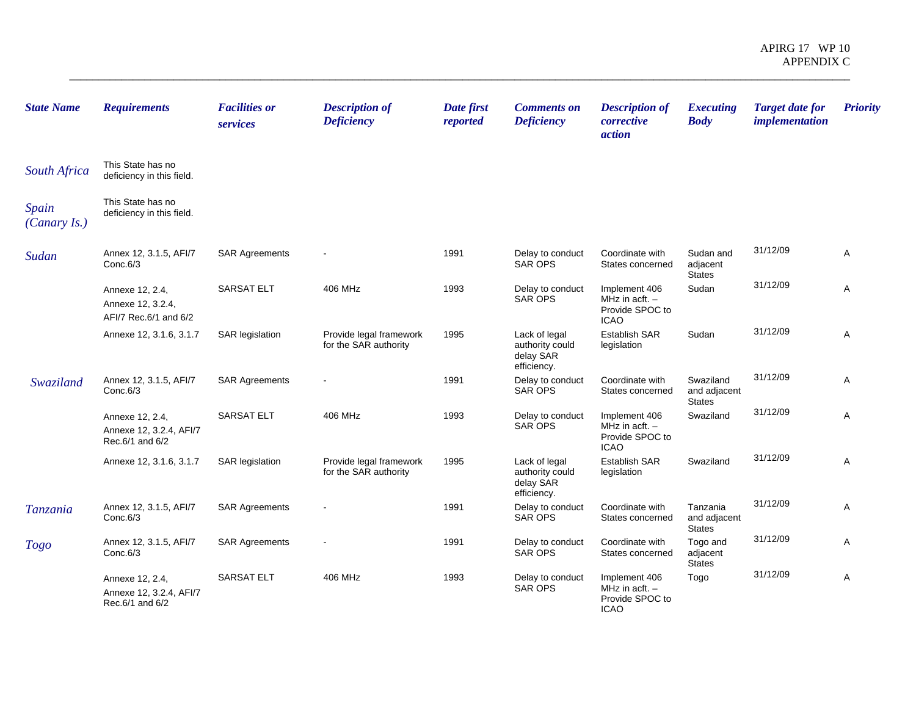| State Name | Requirements | Facilities or services | Description of Deficiency | Date first reported | Comments on Deficiency | Description of corrective action | Executing Body | Target date for implementation | Priority |
|---|---|---|---|---|---|---|---|---|---|
| South Africa | This State has no deficiency in this field. | | | | | | | | |
| Spain (Canary Is.) | This State has no deficiency in this field. | | | | | | | | |
| Sudan | Annex 12, 3.1.5, AFI/7 Conc.6/3 | SAR Agreements | - | 1991 | Delay to conduct SAR OPS | Coordinate with States concerned | Sudan and adjacent States | 31/12/09 | A |
| | Annexe 12, 2.4, Annexe 12, 3.2.4, AFI/7 Rec.6/1 and 6/2 | SARSAT ELT | 406 MHz | 1993 | Delay to conduct SAR OPS | Implement 406 MHz in acft. – Provide SPOC to ICAO | Sudan | 31/12/09 | A |
| | Annexe 12, 3.1.6, 3.1.7 | SAR legislation | Provide legal framework for the SAR authority | 1995 | Lack of legal authority could delay SAR efficiency. | Establish SAR legislation | Sudan | 31/12/09 | A |
| Swaziland | Annex 12, 3.1.5, AFI/7 Conc.6/3 | SAR Agreements | - | 1991 | Delay to conduct SAR OPS | Coordinate with States concerned | Swaziland and adjacent States | 31/12/09 | A |
| | Annexe 12, 2.4, Annexe 12, 3.2.4, AFI/7 Rec.6/1 and 6/2 | SARSAT ELT | 406 MHz | 1993 | Delay to conduct SAR OPS | Implement 406 MHz in acft. – Provide SPOC to ICAO | Swaziland | 31/12/09 | A |
| | Annexe 12, 3.1.6, 3.1.7 | SAR legislation | Provide legal framework for the SAR authority | 1995 | Lack of legal authority could delay SAR efficiency. | Establish SAR legislation | Swaziland | 31/12/09 | A |
| Tanzania | Annex 12, 3.1.5, AFI/7 Conc.6/3 | SAR Agreements | - | 1991 | Delay to conduct SAR OPS | Coordinate with States concerned | Tanzania and adjacent States | 31/12/09 | A |
| Togo | Annex 12, 3.1.5, AFI/7 Conc.6/3 | SAR Agreements | - | 1991 | Delay to conduct SAR OPS | Coordinate with States concerned | Togo and adjacent States | 31/12/09 | A |
| | Annexe 12, 2.4, Annexe 12, 3.2.4, AFI/7 Rec.6/1 and 6/2 | SARSAT ELT | 406 MHz | 1993 | Delay to conduct SAR OPS | Implement 406 MHz in acft. – Provide SPOC to ICAO | Togo | 31/12/09 | A |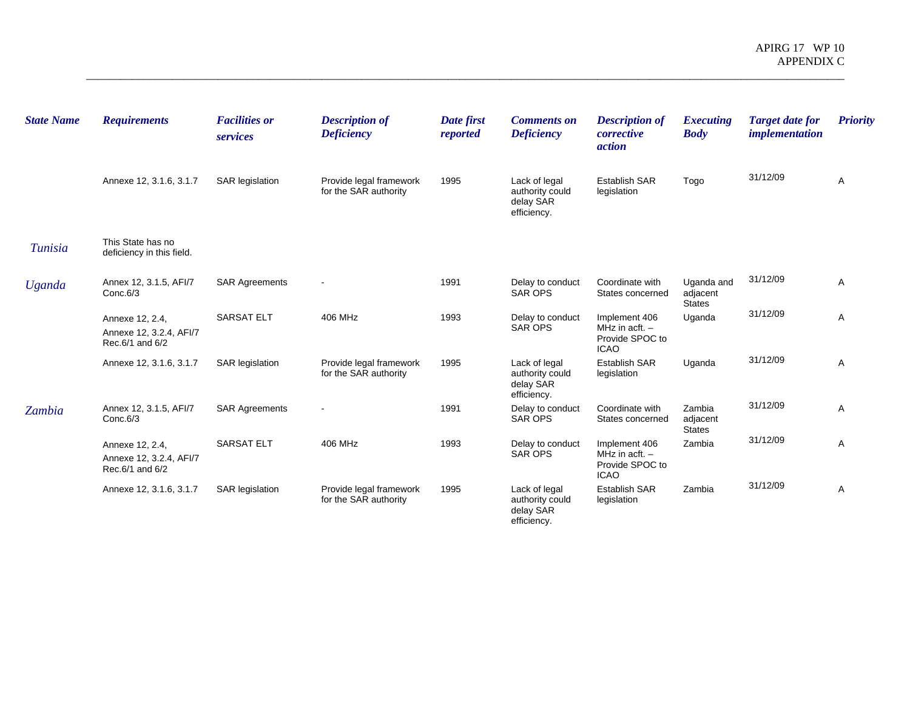| State Name | Requirements | Facilities or services | Description of Deficiency | Date first reported | Comments on Deficiency | Description of corrective action | Executing Body | Target date for implementation | Priority |
|---|---|---|---|---|---|---|---|---|---|
| | Annexe 12, 3.1.6, 3.1.7 | SAR legislation | Provide legal framework for the SAR authority | 1995 | Lack of legal authority could delay SAR efficiency. | Establish SAR legislation | Togo | 31/12/09 | A |
| Tunisia | This State has no deficiency in this field. | | | | | | | | |
| Uganda | Annex 12, 3.1.5, AFI/7 Conc.6/3 | SAR Agreements | - | 1991 | Delay to conduct SAR OPS | Coordinate with States concerned | Uganda and adjacent States | 31/12/09 | A |
| | Annexe 12, 2.4, Annexe 12, 3.2.4, AFI/7 Rec.6/1 and 6/2 | SARSAT ELT | 406 MHz | 1993 | Delay to conduct SAR OPS | Implement 406 MHz in acft. – Provide SPOC to ICAO | Uganda | 31/12/09 | A |
| | Annexe 12, 3.1.6, 3.1.7 | SAR legislation | Provide legal framework for the SAR authority | 1995 | Lack of legal authority could delay SAR efficiency. | Establish SAR legislation | Uganda | 31/12/09 | A |
| Zambia | Annex 12, 3.1.5, AFI/7 Conc.6/3 | SAR Agreements | - | 1991 | Delay to conduct SAR OPS | Coordinate with States concerned | Zambia adjacent States | 31/12/09 | A |
| | Annexe 12, 2.4, Annexe 12, 3.2.4, AFI/7 Rec.6/1 and 6/2 | SARSAT ELT | 406 MHz | 1993 | Delay to conduct SAR OPS | Implement 406 MHz in acft. – Provide SPOC to ICAO | Zambia | 31/12/09 | A |
| | Annexe 12, 3.1.6, 3.1.7 | SAR legislation | Provide legal framework for the SAR authority | 1995 | Lack of legal authority could delay SAR efficiency. | Establish SAR legislation | Zambia | 31/12/09 | A |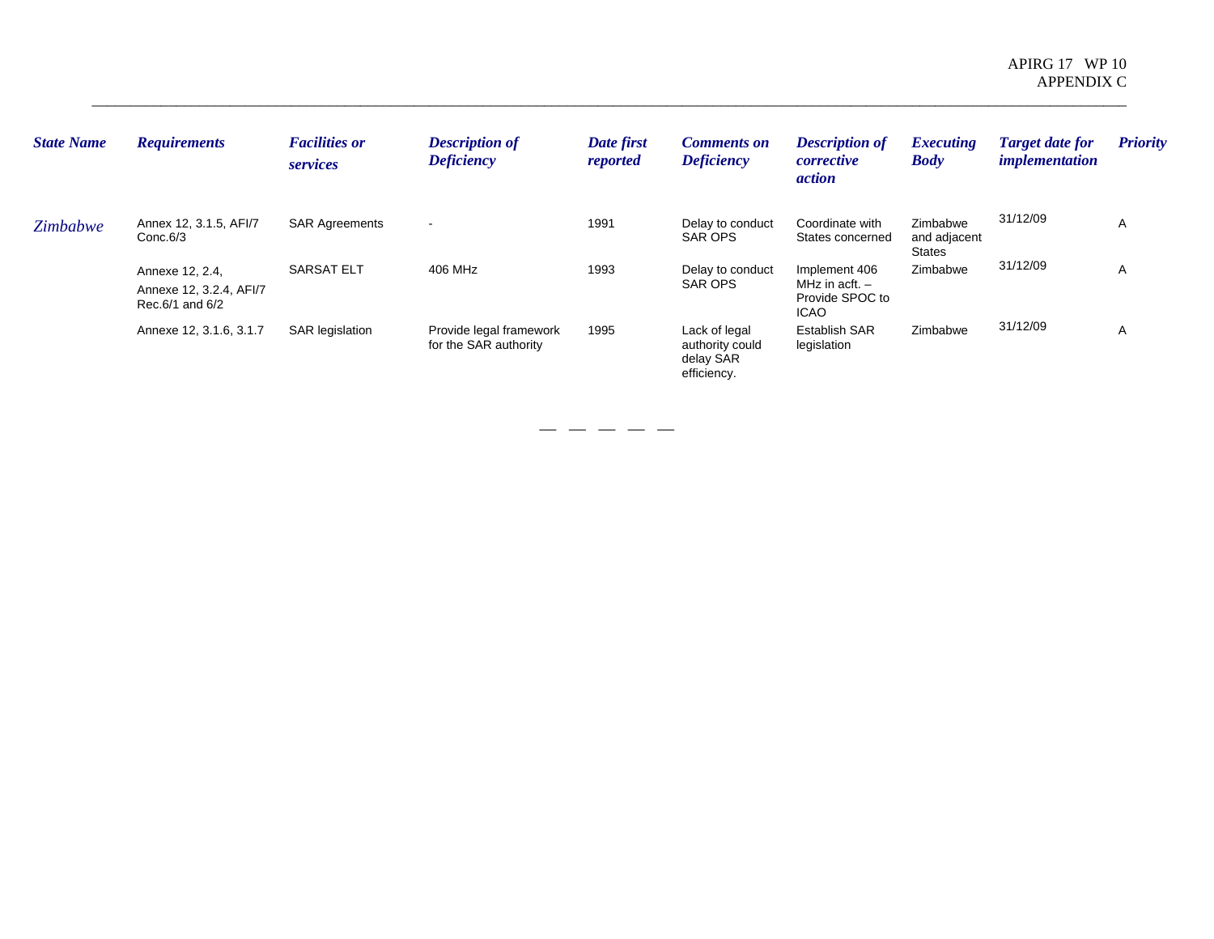| State Name | Requirements | Facilities or services | Description of Deficiency | Date first reported | Comments on Deficiency | Description of corrective action | Executing Body | Target date for implementation | Priority |
|---|---|---|---|---|---|---|---|---|---|
| Zimbabwe | Annex 12, 3.1.5, AFI/7 Conc.6/3 | SAR Agreements | - | 1991 | Delay to conduct SAR OPS | Coordinate with States concerned | Zimbabwe and adjacent States | 31/12/09 | A |
| | Annexe 12, 2.4, Annexe 12, 3.2.4, AFI/7 Rec.6/1 and 6/2 | SARSAT ELT | 406 MHz | 1993 | Delay to conduct SAR OPS | Implement 406 MHz in acft. – Provide SPOC to ICAO | Zimbabwe | 31/12/09 | A |
| | Annexe 12, 3.1.6, 3.1.7 | SAR legislation | Provide legal framework for the SAR authority | 1995 | Lack of legal authority could delay SAR efficiency. | Establish SAR legislation | Zimbabwe | 31/12/09 | A |

— — — — —